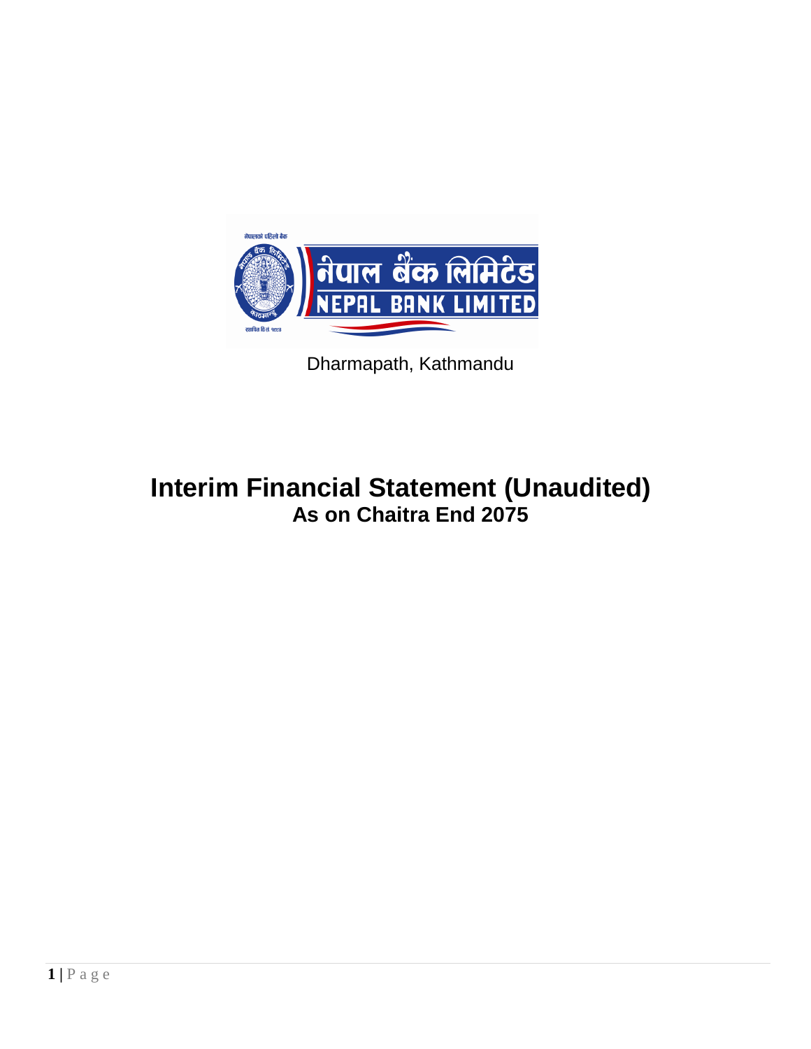नेपाल बैंक लिमिटेड

NEPAL BANK LIMITED

Dharmapath, Kathmandu

# Interim Financial Statement (Unaudited)

## As on Chaitra End 2075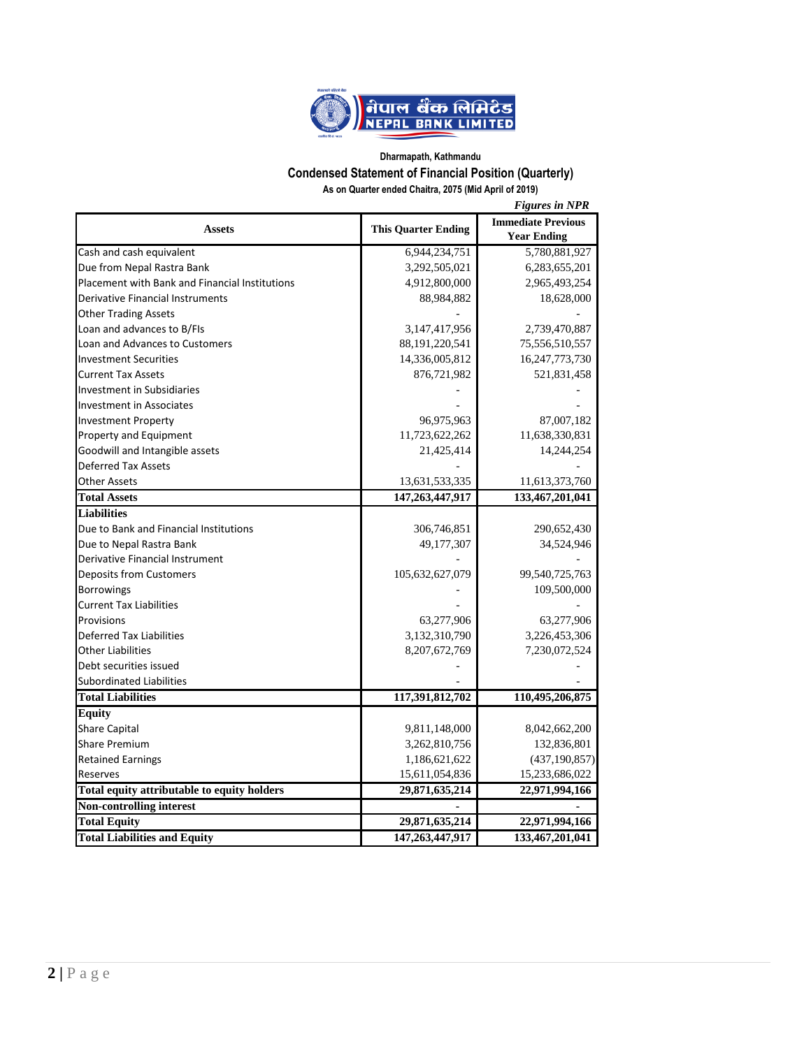**नेपाल बैंक लिमिटेड**
**NEPAL BANK LIMITED**

Dharmapath, Kathmandu

## Condensed Statement of Financial Position (Quarterly)

As on Quarter ended Chaitra, 2075 (Mid April of 2019)

*Figures in NPR*

| Assets | This Quarter Ending | Immediate Previous Year Ending |
|---|---|---|
| Cash and cash equivalent | 6,944,234,751 | 5,780,881,927 |
| Due from Nepal Rastra Bank | 3,292,505,021 | 6,283,655,201 |
| Placement with Bank and Financial Institutions | 4,912,800,000 | 2,965,493,254 |
| Derivative Financial Instruments | 88,984,882 | 18,628,000 |
| Other Trading Assets | - | - |
| Loan and advances to B/FIs | 3,147,417,956 | 2,739,470,887 |
| Loan and Advances to Customers | 88,191,220,541 | 75,556,510,557 |
| Investment Securities | 14,336,005,812 | 16,247,773,730 |
| Current Tax Assets | 876,721,982 | 521,831,458 |
| Investment in Subsidiaries | - | - |
| Investment in Associates | - | - |
| Investment Property | 96,975,963 | 87,007,182 |
| Property and Equipment | 11,723,622,262 | 11,638,330,831 |
| Goodwill and Intangible assets | 21,425,414 | 14,244,254 |
| Deferred Tax Assets | - | - |
| Other Assets | 13,631,533,335 | 11,613,373,760 |
| **Total Assets** | **147,263,447,917** | **133,467,201,041** |
| **Liabilities** | | |
| Due to Bank and Financial Institutions | 306,746,851 | 290,652,430 |
| Due to Nepal Rastra Bank | 49,177,307 | 34,524,946 |
| Derivative Financial Instrument | - | - |
| Deposits from Customers | 105,632,627,079 | 99,540,725,763 |
| Borrowings | - | 109,500,000 |
| Current Tax Liabilities | - | - |
| Provisions | 63,277,906 | 63,277,906 |
| Deferred Tax Liabilities | 3,132,310,790 | 3,226,453,306 |
| Other Liabilities | 8,207,672,769 | 7,230,072,524 |
| Debt securities issued | - | - |
| Subordinated Liabilities | - | - |
| **Total Liabilities** | **117,391,812,702** | **110,495,206,875** |
| **Equity** | | |
| Share Capital | 9,811,148,000 | 8,042,662,200 |
| Share Premium | 3,262,810,756 | 132,836,801 |
| Retained Earnings | 1,186,621,622 | (437,190,857) |
| Reserves | 15,611,054,836 | 15,233,686,022 |
| **Total equity attributable to equity holders** | **29,871,635,214** | **22,971,994,166** |
| **Non-controlling interest** | **-** | **-** |
| **Total Equity** | **29,871,635,214** | **22,971,994,166** |
| **Total Liabilities and Equity** | **147,263,447,917** | **133,467,201,041** |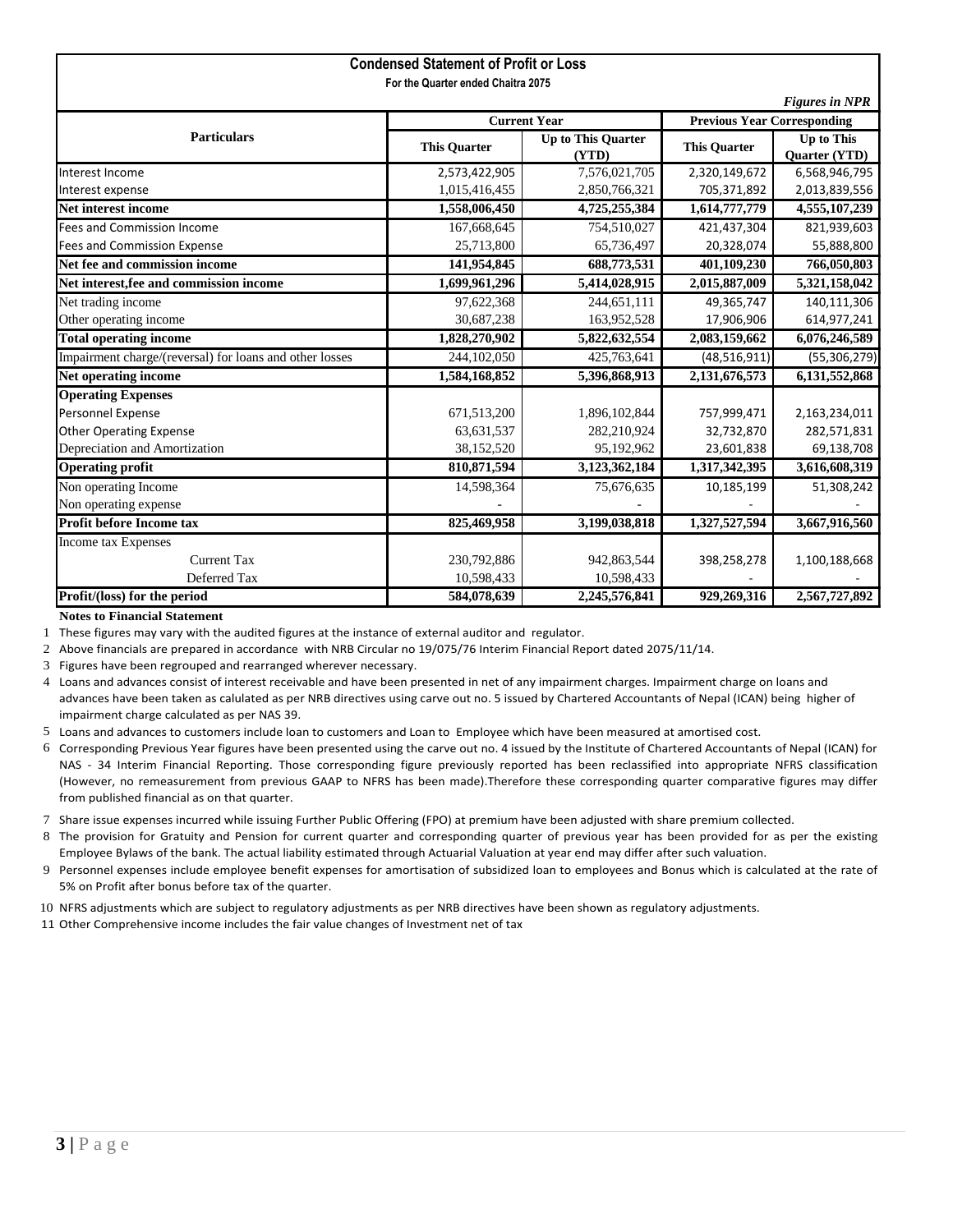## Condensed Statement of Profit or Loss

**For the Quarter ended Chaitra 2075**

*Figures in NPR*

| Particulars | Current Year | | Previous Year Corresponding | |
|---|---|---|---|---|
| | This Quarter | Up to This Quarter (YTD) | This Quarter | Up to This Quarter (YTD) |
| Interest Income | 2,573,422,905 | 7,576,021,705 | 2,320,149,672 | 6,568,946,795 |
| Interest expense | 1,015,416,455 | 2,850,766,321 | 705,371,892 | 2,013,839,556 |
| **Net interest income** | **1,558,006,450** | **4,725,255,384** | **1,614,777,779** | **4,555,107,239** |
| Fees and Commission Income | 167,668,645 | 754,510,027 | 421,437,304 | 821,939,603 |
| Fees and Commission Expense | 25,713,800 | 65,736,497 | 20,328,074 | 55,888,800 |
| **Net fee and commission income** | **141,954,845** | **688,773,531** | **401,109,230** | **766,050,803** |
| **Net interest,fee and commission income** | **1,699,961,296** | **5,414,028,915** | **2,015,887,009** | **5,321,158,042** |
| Net trading income | 97,622,368 | 244,651,111 | 49,365,747 | 140,111,306 |
| Other operating income | 30,687,238 | 163,952,528 | 17,906,906 | 614,977,241 |
| **Total operating income** | **1,828,270,902** | **5,822,632,554** | **2,083,159,662** | **6,076,246,589** |
| Impairment charge/(reversal) for loans and other losses | 244,102,050 | 425,763,641 | (48,516,911) | (55,306,279) |
| **Net operating income** | **1,584,168,852** | **5,396,868,913** | **2,131,676,573** | **6,131,552,868** |
| **Operating Expenses** | | | | |
| Personnel Expense | 671,513,200 | 1,896,102,844 | 757,999,471 | 2,163,234,011 |
| Other Operating Expense | 63,631,537 | 282,210,924 | 32,732,870 | 282,571,831 |
| Depreciation and Amortization | 38,152,520 | 95,192,962 | 23,601,838 | 69,138,708 |
| **Operating profit** | **810,871,594** | **3,123,362,184** | **1,317,342,395** | **3,616,608,319** |
| Non operating Income | 14,598,364 | 75,676,635 | 10,185,199 | 51,308,242 |
| Non operating expense | - | - | - | - |
| **Profit before Income tax** | **825,469,958** | **3,199,038,818** | **1,327,527,594** | **3,667,916,560** |
| Income tax Expenses | | | | |
| Current Tax | 230,792,886 | 942,863,544 | 398,258,278 | 1,100,188,668 |
| Deferred Tax | 10,598,433 | 10,598,433 | - | - |
| **Profit/(loss) for the period** | **584,078,639** | **2,245,576,841** | **929,269,316** | **2,567,727,892** |

**Notes to Financial Statement**

1. These figures may vary with the audited figures at the instance of external auditor and regulator.
2. Above financials are prepared in accordance with NRB Circular no 19/075/76 Interim Financial Report dated 2075/11/14.
3. Figures have been regrouped and rearranged wherever necessary.
4. Loans and advances consist of interest receivable and have been presented in net of any impairment charges. Impairment charge on loans and advances have been taken as calulated as per NRB directives using carve out no. 5 issued by Chartered Accountants of Nepal (ICAN) being higher of impairment charge calculated as per NAS 39.
5. Loans and advances to customers include loan to customers and Loan to Employee which have been measured at amortised cost.
6. Corresponding Previous Year figures have been presented using the carve out no. 4 issued by the Institute of Chartered Accountants of Nepal (ICAN) for NAS - 34 Interim Financial Reporting. Those corresponding figure previously reported has been reclassified into appropriate NFRS classification (However, no remeasurement from previous GAAP to NFRS has been made).Therefore these corresponding quarter comparative figures may differ from published financial as on that quarter.
7. Share issue expenses incurred while issuing Further Public Offering (FPO) at premium have been adjusted with share premium collected.
8. The provision for Gratuity and Pension for current quarter and corresponding quarter of previous year has been provided for as per the existing Employee Bylaws of the bank. The actual liability estimated through Actuarial Valuation at year end may differ after such valuation.
9. Personnel expenses include employee benefit expenses for amortisation of subsidized loan to employees and Bonus which is calculated at the rate of 5% on Profit after bonus before tax of the quarter.
10. NFRS adjustments which are subject to regulatory adjustments as per NRB directives have been shown as regulatory adjustments.
11. Other Comprehensive income includes the fair value changes of Investment net of tax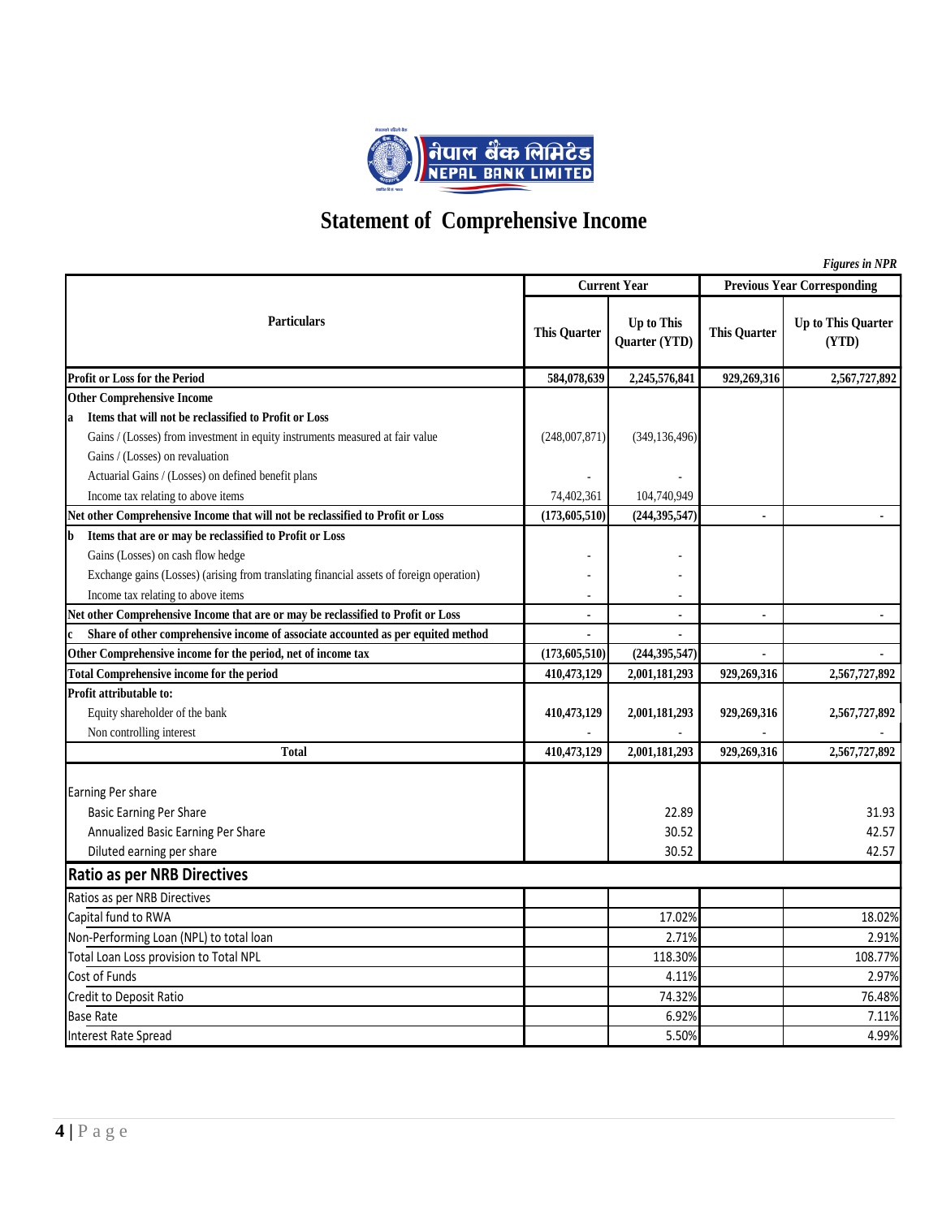नेपाल बैंक लिमिटेड
NEPAL BANK LIMITED

# Statement of Comprehensive Income

*Figures in NPR*

| Particulars | Current Year | | Previous Year Corresponding | |
|---|---|---|---|---|
| | This Quarter | Up to This Quarter (YTD) | This Quarter | Up to This Quarter (YTD) |
| **Profit or Loss for the Period** | **584,078,639** | **2,245,576,841** | **929,269,316** | **2,567,727,892** |
| **Other Comprehensive Income** | | | | |
| **a Items that will not be reclassified to Profit or Loss** | | | | |
| Gains / (Losses) from investment in equity instruments measured at fair value | (248,007,871) | (349,136,496) | | |
| Gains / (Losses) on revaluation | | | | |
| Actuarial Gains / (Losses) on defined benefit plans | - | - | | |
| Income tax relating to above items | 74,402,361 | 104,740,949 | | |
| **Net other Comprehensive Income that will not be reclassified to Profit or Loss** | **(173,605,510)** | **(244,395,547)** | **-** | **-** |
| **b Items that are or may be reclassified to Profit or Loss** | | | | |
| Gains (Losses) on cash flow hedge | - | - | | |
| Exchange gains (Losses) (arising from translating financial assets of foreign operation) | - | - | | |
| Income tax relating to above items | - | - | | |
| **Net other Comprehensive Income that are or may be reclassified to Profit or Loss** | **-** | **-** | **-** | **-** |
| **c Share of other comprehensive income of associate accounted as per equited method** | **-** | **-** | | |
| **Other Comprehensive income for the period, net of income tax** | **(173,605,510)** | **(244,395,547)** | **-** | **-** |
| **Total Comprehensive income for the period** | **410,473,129** | **2,001,181,293** | **929,269,316** | **2,567,727,892** |
| **Profit attributable to:** | | | | |
| Equity shareholder of the bank | **410,473,129** | **2,001,181,293** | **929,269,316** | **2,567,727,892** |
| Non controlling interest | - | - | - | - |
| **Total** | **410,473,129** | **2,001,181,293** | **929,269,316** | **2,567,727,892** |
| Earning Per share | | | | |
| Basic Earning Per Share | | 22.89 | | 31.93 |
| Annualized Basic Earning Per Share | | 30.52 | | 42.57 |
| Diluted earning per share | | 30.52 | | 42.57 |

## Ratio as per NRB Directives

| Ratios as per NRB Directives | | | | |
|---|---|---|---|---|
| Capital fund to RWA | | 17.02% | | 18.02% |
| Non-Performing Loan (NPL) to total loan | | 2.71% | | 2.91% |
| Total Loan Loss provision to Total NPL | | 118.30% | | 108.77% |
| Cost of Funds | | 4.11% | | 2.97% |
| Credit to Deposit Ratio | | 74.32% | | 76.48% |
| Base Rate | | 6.92% | | 7.11% |
| Interest Rate Spread | | 5.50% | | 4.99% |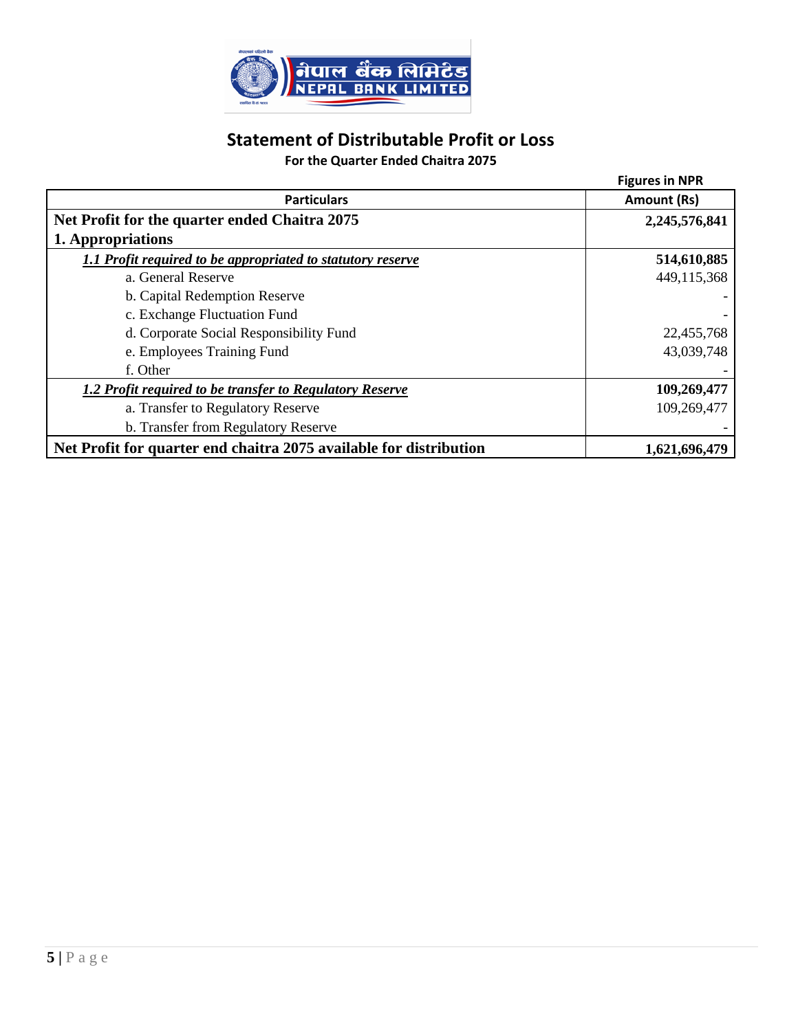नेपाल बैंक लिमिटेड
NEPAL BANK LIMITED

# Statement of Distributable Profit or Loss

**For the Quarter Ended Chaitra 2075**

**Figures in NPR**

| Particulars | Amount (Rs) |
|---|---|
| **Net Profit for the quarter ended Chaitra 2075** | **2,245,576,841** |
| **1. Appropriations** | |
| ***1.1 Profit required to be appropriated to statutory reserve*** | **514,610,885** |
| a. General Reserve | 449,115,368 |
| b. Capital Redemption Reserve | - |
| c. Exchange Fluctuation Fund | - |
| d. Corporate Social Responsibility Fund | 22,455,768 |
| e. Employees Training Fund | 43,039,748 |
| f. Other | - |
| ***1.2 Profit required to be transfer to Regulatory Reserve*** | **109,269,477** |
| a. Transfer to Regulatory Reserve | 109,269,477 |
| b. Transfer from Regulatory Reserve | - |
| **Net Profit for quarter end chaitra 2075 available for distribution** | **1,621,696,479** |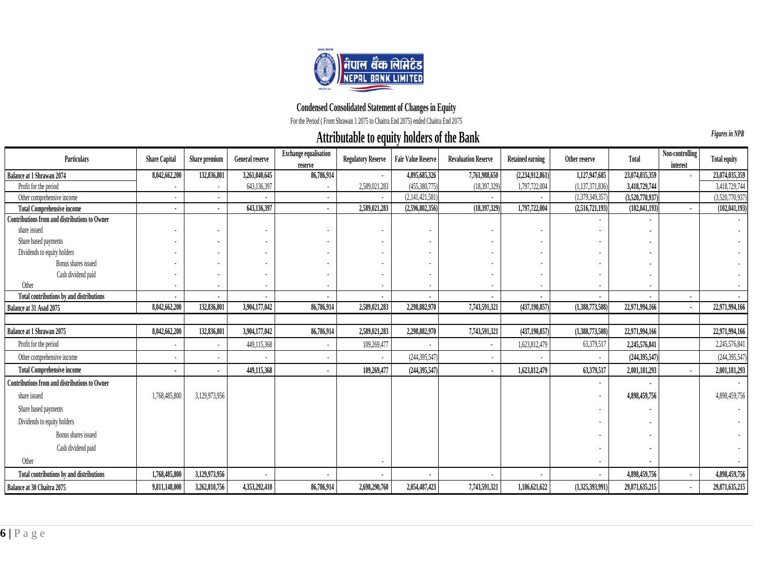नेपाल बैंक लिमिटेड
NEPAL BANK LIMITED

## Condensed Consolidated Statement of Changes in Equity

For the Period ( From Shrawan 1 2075 to Chaitra End 2075) ended Chaitra End 2075

### Attributable to equity holders of the Bank

*Figures in NPR*

| Particulars | Share Capital | Share premium | General reserve | Exchange equalisation reserve | Regulatory Reserve | Fair Value Reserve | Revaluation Reserve | Retained earning | Other reserve | Total | Non-controlling interest | Total equity |
|---|---|---|---|---|---|---|---|---|---|---|---|---|
| **Balance at 1 Shrawan 2074** | **8,042,662,200** | **132,836,801** | **3,261,040,645** | **86,786,914** | **-** | **4,895,685,326** | **7,761,988,650** | **(2,234,912,861)** | **1,127,947,685** | **23,074,035,359** | **-** | **23,074,035,359** |
| Profit for the period | - | - | 643,136,397 | - | 2,589,021,283 | (455,380,775) | (18,397,329) | 1,797,722,004 | (1,137,371,836) | **3,418,729,744** | | 3,418,729,744 |
| Other comprehensive income | - | - | - | - | - | (2,141,421,581) | - | - | (1,379,349,357) | **(3,520,770,937)** | | (3,520,770,937) |
| **Total Comprehensive income** | **-** | **-** | **643,136,397** | **-** | **2,589,021,283** | **(2,596,802,356)** | **(18,397,329)** | **1,797,722,004** | **(2,516,721,193)** | **(102,041,193)** | **-** | **(102,041,193)** |
| **Contributions from and distributions to Owner** | | | | | | | | | - | - | | - |
| share issued | - | - | - | - | - | - | - | - | - | - | | - |
| Share based payments | - | - | - | - | - | - | - | - | - | - | | - |
| Dividends to equity holders | - | - | - | - | - | - | - | - | - | - | | - |
| Bonus shares issued | - | - | - | - | - | - | - | - | - | - | | - |
| Cash dividend paid | - | - | - | - | - | - | - | - | - | - | | - |
| Other | - | - | - | - | - | - | - | - | - | - | | - |
| **Total contributions by and distributions** | **-** | **-** | **-** | **-** | **-** | **-** | **-** | **-** | **-** | **-** | **-** | **-** |
| **Balance at 31 Asad 2075** | **8,042,662,200** | **132,836,801** | **3,904,177,042** | **86,786,914** | **2,589,021,283** | **2,298,882,970** | **7,743,591,321** | **(437,190,857)** | **(1,388,773,508)** | **22,971,994,166** | **-** | **22,971,994,166** |
| | | | | | | | | | | | | |
| **Balance at 1 Shrawan 2075** | **8,042,662,200** | **132,836,801** | **3,904,177,042** | **86,786,914** | **2,589,021,283** | **2,298,882,970** | **7,743,591,321** | **(437,190,857)** | **(1,388,773,508)** | **22,971,994,166** | | **22,971,994,166** |
| Profit for the period | - | - | 449,115,368 | - | 109,269,477 | - | - | 1,623,812,479 | 63,379,517 | **2,245,576,841** | | 2,245,576,841 |
| Other comprehensive income | - | - | - | - | - | (244,395,547) | - | - | - | **(244,395,547)** | | (244,395,547) |
| **Total Comprehensive income** | **-** | **-** | **449,115,368** | **-** | **109,269,477** | **(244,395,547)** | **-** | **1,623,812,479** | **63,379,517** | **2,001,181,293** | **-** | **2,001,181,293** |
| **Contributions from and distributions to Owner** | | | | | | | | | - | - | | - |
| share issued | 1,768,485,800 | 3,129,973,956 | | | | | | | - | **4,898,459,756** | | 4,898,459,756 |
| Share based payments | | | | | | | | | - | - | | - |
| Dividends to equity holders | | | | | | | | | - | - | | - |
| Bonus shares issued | | | | | | | | | - | - | | - |
| Cash dividend paid | | | | | | | | | - | - | | - |
| Other | | | | | - | | | | - | - | | - |
| **Total contributions by and distributions** | **1,768,485,800** | **3,129,973,956** | **-** | **-** | **-** | **-** | **-** | **-** | **-** | **4,898,459,756** | **-** | **4,898,459,756** |
| **Balance at 30 Chaitra 2075** | **9,811,148,000** | **3,262,810,756** | **4,353,292,410** | **86,786,914** | **2,698,290,760** | **2,054,487,423** | **7,743,591,321** | **1,186,621,622** | **(1,325,393,991)** | **29,871,635,215** | **-** | **29,871,635,215** |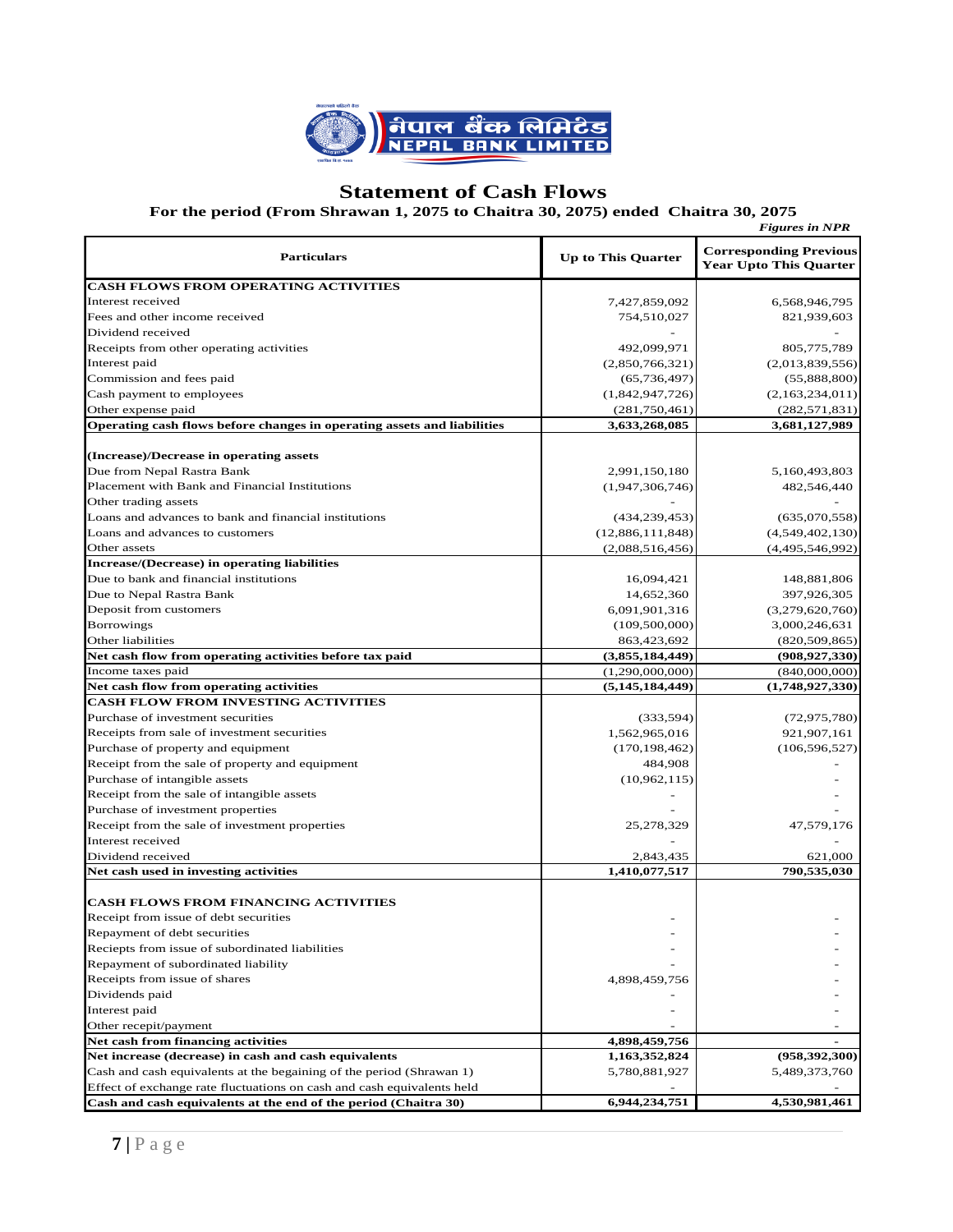# Statement of Cash Flows

**For the period (From Shrawan 1, 2075 to Chaitra 30, 2075) ended Chaitra 30, 2075**

*Figures in NPR*

| Particulars | Up to This Quarter | Corresponding Previous Year Upto This Quarter |
|---|---|---|
| **CASH FLOWS FROM OPERATING ACTIVITIES** | | |
| Interest received | 7,427,859,092 | 6,568,946,795 |
| Fees and other income received | 754,510,027 | 821,939,603 |
| Dividend received | - | - |
| Receipts from other operating activities | 492,099,971 | 805,775,789 |
| Interest paid | (2,850,766,321) | (2,013,839,556) |
| Commission and fees paid | (65,736,497) | (55,888,800) |
| Cash payment to employees | (1,842,947,726) | (2,163,234,011) |
| Other expense paid | (281,750,461) | (282,571,831) |
| **Operating cash flows before changes in operating assets and liabilities** | **3,633,268,085** | **3,681,127,989** |
| **(Increase)/Decrease in operating assets** | | |
| Due from Nepal Rastra Bank | 2,991,150,180 | 5,160,493,803 |
| Placement with Bank and Financial Institutions | (1,947,306,746) | 482,546,440 |
| Other trading assets | - | - |
| Loans and advances to bank and financial institutions | (434,239,453) | (635,070,558) |
| Loans and advances to customers | (12,886,111,848) | (4,549,402,130) |
| Other assets | (2,088,516,456) | (4,495,546,992) |
| **Increase/(Decrease) in operating liabilities** | | |
| Due to bank and financial institutions | 16,094,421 | 148,881,806 |
| Due to Nepal Rastra Bank | 14,652,360 | 397,926,305 |
| Deposit from customers | 6,091,901,316 | (3,279,620,760) |
| Borrowings | (109,500,000) | 3,000,246,631 |
| Other liabilities | 863,423,692 | (820,509,865) |
| **Net cash flow from operating activities before tax paid** | **(3,855,184,449)** | **(908,927,330)** |
| Income taxes paid | (1,290,000,000) | (840,000,000) |
| **Net cash flow from operating activities** | **(5,145,184,449)** | **(1,748,927,330)** |
| **CASH FLOW FROM INVESTING ACTIVITIES** | | |
| Purchase of investment securities | (333,594) | (72,975,780) |
| Receipts from sale of investment securities | 1,562,965,016 | 921,907,161 |
| Purchase of property and equipment | (170,198,462) | (106,596,527) |
| Receipt from the sale of property and equipment | 484,908 | - |
| Purchase of intangible assets | (10,962,115) | - |
| Receipt from the sale of intangible assets | - | - |
| Purchase of investment properties | - | - |
| Receipt from the sale of investment properties | 25,278,329 | 47,579,176 |
| Interest received | - | - |
| Dividend received | 2,843,435 | 621,000 |
| **Net cash used in investing activities** | **1,410,077,517** | **790,535,030** |
| **CASH FLOWS FROM FINANCING ACTIVITIES** | | |
| Receipt from issue of debt securities | - | - |
| Repayment of debt securities | - | - |
| Reciepts from issue of subordinated liabilities | - | - |
| Repayment of subordinated liability | - | - |
| Receipts from issue of shares | 4,898,459,756 | - |
| Dividends paid | - | - |
| Interest paid | - | - |
| Other recepit/payment | - | - |
| **Net cash from financing activities** | **4,898,459,756** | **-** |
| **Net increase (decrease) in cash and cash equivalents** | **1,163,352,824** | **(958,392,300)** |
| Cash and cash equivalents at the begaining of the period (Shrawan 1) | 5,780,881,927 | 5,489,373,760 |
| Effect of exchange rate fluctuations on cash and cash equivalents held | - | - |
| **Cash and cash equivalents at the end of the period (Chaitra 30)** | **6,944,234,751** | **4,530,981,461** |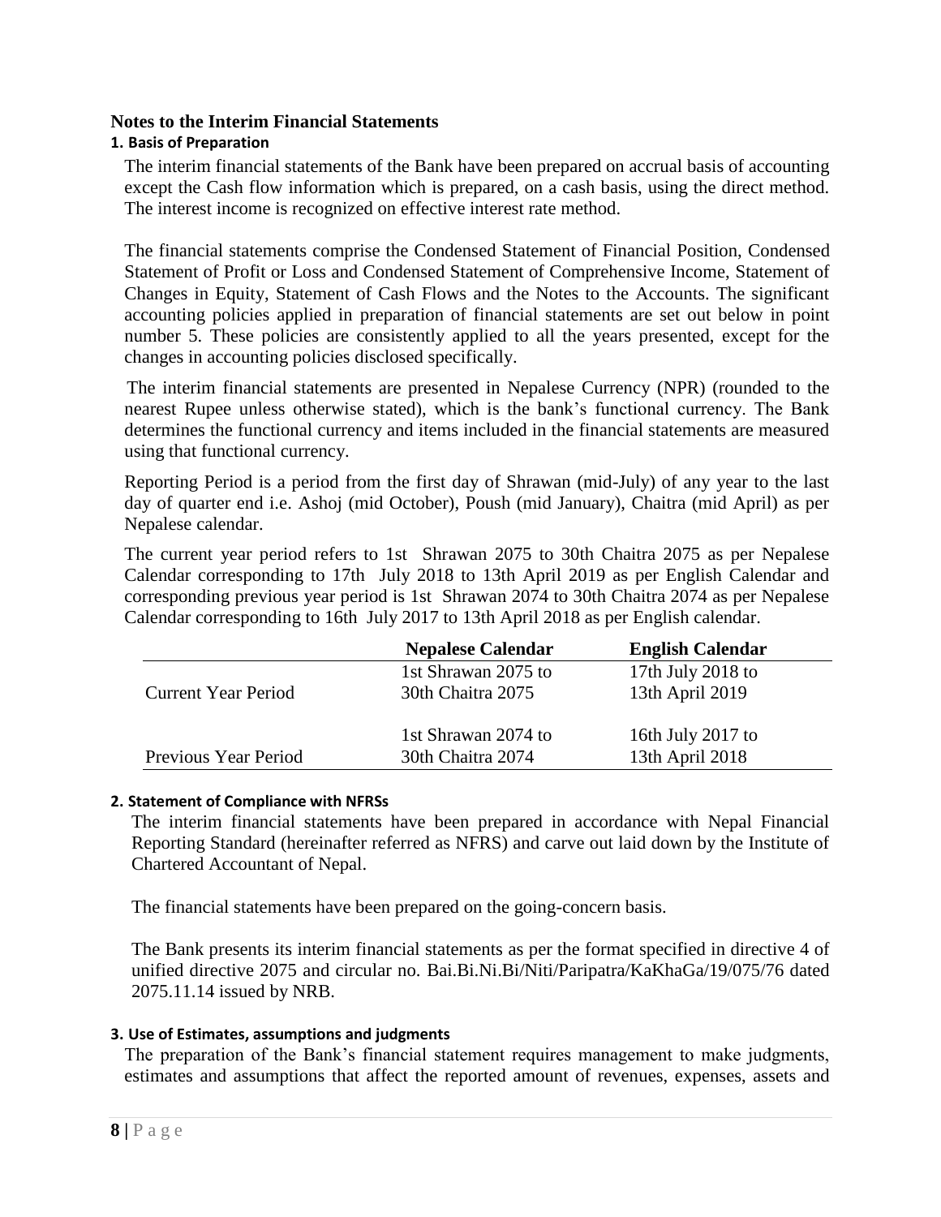## Notes to the Interim Financial Statements

### 1. Basis of Preparation

The interim financial statements of the Bank have been prepared on accrual basis of accounting except the Cash flow information which is prepared, on a cash basis, using the direct method. The interest income is recognized on effective interest rate method.

The financial statements comprise the Condensed Statement of Financial Position, Condensed Statement of Profit or Loss and Condensed Statement of Comprehensive Income, Statement of Changes in Equity, Statement of Cash Flows and the Notes to the Accounts. The significant accounting policies applied in preparation of financial statements are set out below in point number 5. These policies are consistently applied to all the years presented, except for the changes in accounting policies disclosed specifically.

The interim financial statements are presented in Nepalese Currency (NPR) (rounded to the nearest Rupee unless otherwise stated), which is the bank's functional currency. The Bank determines the functional currency and items included in the financial statements are measured using that functional currency.

Reporting Period is a period from the first day of Shrawan (mid-July) of any year to the last day of quarter end i.e. Ashoj (mid October), Poush (mid January), Chaitra (mid April) as per Nepalese calendar.

The current year period refers to 1st Shrawan 2075 to 30th Chaitra 2075 as per Nepalese Calendar corresponding to 17th July 2018 to 13th April 2019 as per English Calendar and corresponding previous year period is 1st Shrawan 2074 to 30th Chaitra 2074 as per Nepalese Calendar corresponding to 16th July 2017 to 13th April 2018 as per English calendar.

| | Nepalese Calendar | English Calendar |
|---|---|---|
| Current Year Period | 1st Shrawan 2075 to 30th Chaitra 2075 | 17th July 2018 to 13th April 2019 |
| Previous Year Period | 1st Shrawan 2074 to 30th Chaitra 2074 | 16th July 2017 to 13th April 2018 |

### 2. Statement of Compliance with NFRSs

The interim financial statements have been prepared in accordance with Nepal Financial Reporting Standard (hereinafter referred as NFRS) and carve out laid down by the Institute of Chartered Accountant of Nepal.

The financial statements have been prepared on the going-concern basis.

The Bank presents its interim financial statements as per the format specified in directive 4 of unified directive 2075 and circular no. Bai.Bi.Ni.Bi/Niti/Paripatra/KaKhaGa/19/075/76 dated 2075.11.14 issued by NRB.

### 3. Use of Estimates, assumptions and judgments

The preparation of the Bank's financial statement requires management to make judgments, estimates and assumptions that affect the reported amount of revenues, expenses, assets and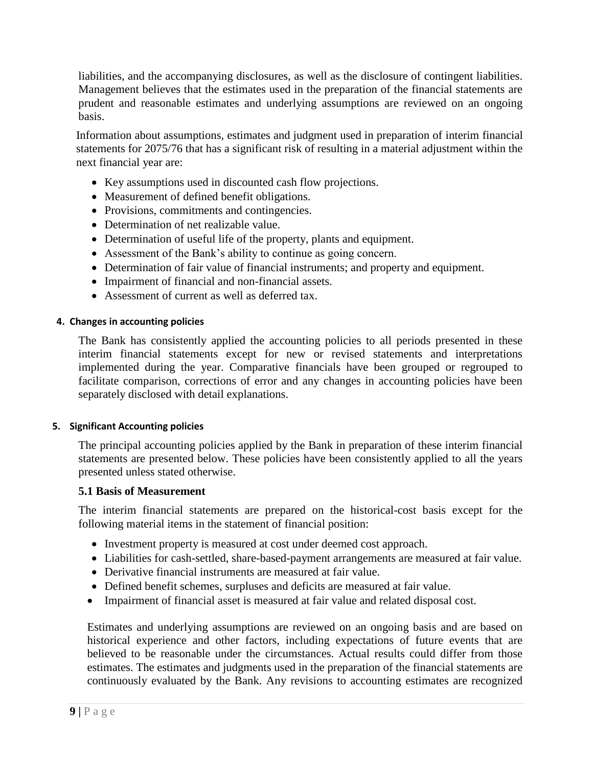liabilities, and the accompanying disclosures, as well as the disclosure of contingent liabilities. Management believes that the estimates used in the preparation of the financial statements are prudent and reasonable estimates and underlying assumptions are reviewed on an ongoing basis.

Information about assumptions, estimates and judgment used in preparation of interim financial statements for 2075/76 that has a significant risk of resulting in a material adjustment within the next financial year are:

- Key assumptions used in discounted cash flow projections.
- Measurement of defined benefit obligations.
- Provisions, commitments and contingencies.
- Determination of net realizable value.
- Determination of useful life of the property, plants and equipment.
- Assessment of the Bank's ability to continue as going concern.
- Determination of fair value of financial instruments; and property and equipment.
- Impairment of financial and non-financial assets.
- Assessment of current as well as deferred tax.

#### 4. Changes in accounting policies

The Bank has consistently applied the accounting policies to all periods presented in these interim financial statements except for new or revised statements and interpretations implemented during the year. Comparative financials have been grouped or regrouped to facilitate comparison, corrections of error and any changes in accounting policies have been separately disclosed with detail explanations.

#### 5. Significant Accounting policies

The principal accounting policies applied by the Bank in preparation of these interim financial statements are presented below. These policies have been consistently applied to all the years presented unless stated otherwise.

### 5.1 Basis of Measurement

The interim financial statements are prepared on the historical-cost basis except for the following material items in the statement of financial position:

- Investment property is measured at cost under deemed cost approach.
- Liabilities for cash-settled, share-based-payment arrangements are measured at fair value.
- Derivative financial instruments are measured at fair value.
- Defined benefit schemes, surpluses and deficits are measured at fair value.
- Impairment of financial asset is measured at fair value and related disposal cost.

Estimates and underlying assumptions are reviewed on an ongoing basis and are based on historical experience and other factors, including expectations of future events that are believed to be reasonable under the circumstances. Actual results could differ from those estimates. The estimates and judgments used in the preparation of the financial statements are continuously evaluated by the Bank. Any revisions to accounting estimates are recognized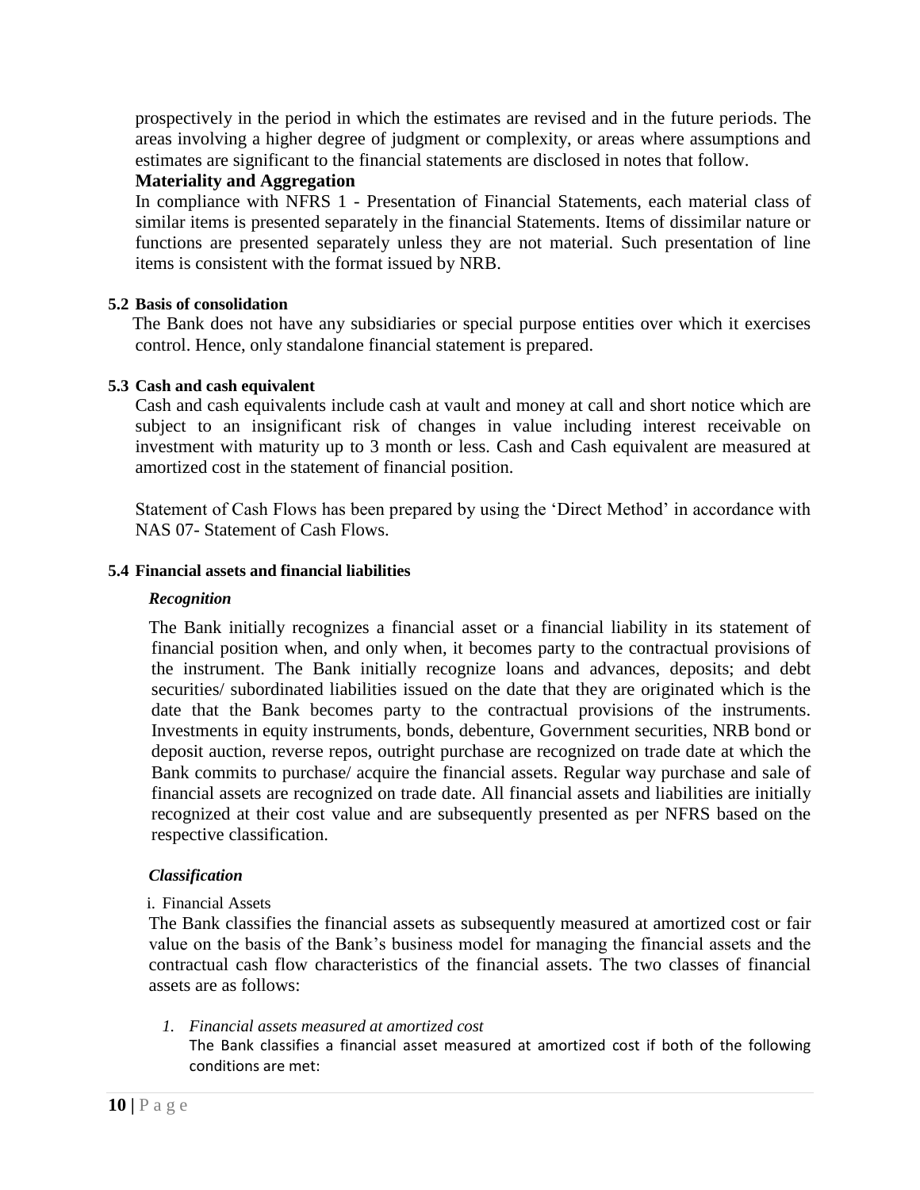prospectively in the period in which the estimates are revised and in the future periods. The areas involving a higher degree of judgment or complexity, or areas where assumptions and estimates are significant to the financial statements are disclosed in notes that follow.

**Materiality and Aggregation**

In compliance with NFRS 1 - Presentation of Financial Statements, each material class of similar items is presented separately in the financial Statements. Items of dissimilar nature or functions are presented separately unless they are not material. Such presentation of line items is consistent with the format issued by NRB.

### 5.2 Basis of consolidation

The Bank does not have any subsidiaries or special purpose entities over which it exercises control. Hence, only standalone financial statement is prepared.

### 5.3 Cash and cash equivalent

Cash and cash equivalents include cash at vault and money at call and short notice which are subject to an insignificant risk of changes in value including interest receivable on investment with maturity up to 3 month or less. Cash and Cash equivalent are measured at amortized cost in the statement of financial position.

Statement of Cash Flows has been prepared by using the 'Direct Method' in accordance with NAS 07- Statement of Cash Flows.

### 5.4 Financial assets and financial liabilities

***Recognition***

The Bank initially recognizes a financial asset or a financial liability in its statement of financial position when, and only when, it becomes party to the contractual provisions of the instrument. The Bank initially recognize loans and advances, deposits; and debt securities/ subordinated liabilities issued on the date that they are originated which is the date that the Bank becomes party to the contractual provisions of the instruments. Investments in equity instruments, bonds, debenture, Government securities, NRB bond or deposit auction, reverse repos, outright purchase are recognized on trade date at which the Bank commits to purchase/ acquire the financial assets. Regular way purchase and sale of financial assets are recognized on trade date. All financial assets and liabilities are initially recognized at their cost value and are subsequently presented as per NFRS based on the respective classification.

***Classification***

i. Financial Assets

The Bank classifies the financial assets as subsequently measured at amortized cost or fair value on the basis of the Bank's business model for managing the financial assets and the contractual cash flow characteristics of the financial assets. The two classes of financial assets are as follows:

1. *Financial assets measured at amortized cost*

   The Bank classifies a financial asset measured at amortized cost if both of the following conditions are met: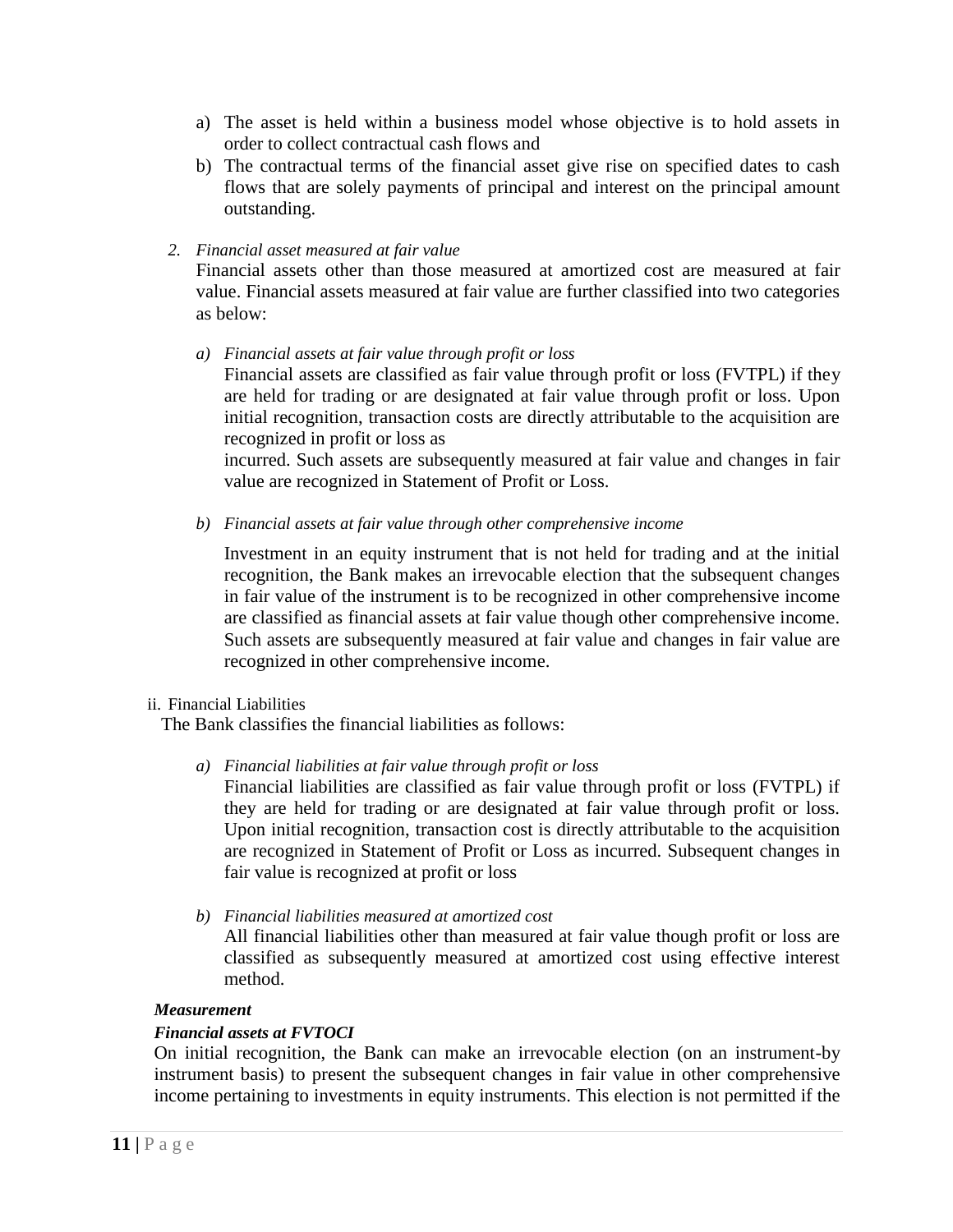a) The asset is held within a business model whose objective is to hold assets in order to collect contractual cash flows and
b) The contractual terms of the financial asset give rise on specified dates to cash flows that are solely payments of principal and interest on the principal amount outstanding.

2. *Financial asset measured at fair value*

Financial assets other than those measured at amortized cost are measured at fair value. Financial assets measured at fair value are further classified into two categories as below:

a) *Financial assets at fair value through profit or loss*

Financial assets are classified as fair value through profit or loss (FVTPL) if they are held for trading or are designated at fair value through profit or loss. Upon initial recognition, transaction costs are directly attributable to the acquisition are recognized in profit or loss as

incurred. Such assets are subsequently measured at fair value and changes in fair value are recognized in Statement of Profit or Loss.

b) *Financial assets at fair value through other comprehensive income*

Investment in an equity instrument that is not held for trading and at the initial recognition, the Bank makes an irrevocable election that the subsequent changes in fair value of the instrument is to be recognized in other comprehensive income are classified as financial assets at fair value though other comprehensive income. Such assets are subsequently measured at fair value and changes in fair value are recognized in other comprehensive income.

ii. Financial Liabilities

The Bank classifies the financial liabilities as follows:

a) *Financial liabilities at fair value through profit or loss*

Financial liabilities are classified as fair value through profit or loss (FVTPL) if they are held for trading or are designated at fair value through profit or loss. Upon initial recognition, transaction cost is directly attributable to the acquisition are recognized in Statement of Profit or Loss as incurred. Subsequent changes in fair value is recognized at profit or loss

b) *Financial liabilities measured at amortized cost*

All financial liabilities other than measured at fair value though profit or loss are classified as subsequently measured at amortized cost using effective interest method.

***Measurement***

***Financial assets at FVTOCI***

On initial recognition, the Bank can make an irrevocable election (on an instrument-by instrument basis) to present the subsequent changes in fair value in other comprehensive income pertaining to investments in equity instruments. This election is not permitted if the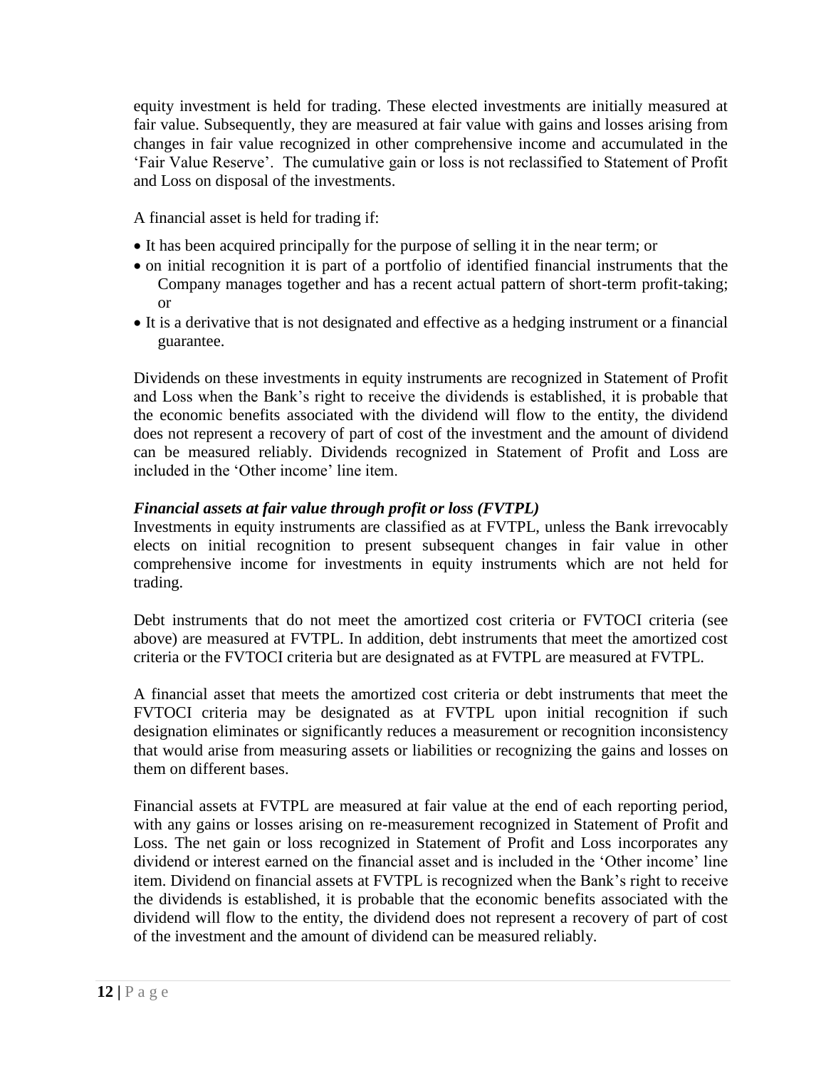equity investment is held for trading. These elected investments are initially measured at fair value. Subsequently, they are measured at fair value with gains and losses arising from changes in fair value recognized in other comprehensive income and accumulated in the 'Fair Value Reserve'. The cumulative gain or loss is not reclassified to Statement of Profit and Loss on disposal of the investments.

A financial asset is held for trading if:

- It has been acquired principally for the purpose of selling it in the near term; or
- on initial recognition it is part of a portfolio of identified financial instruments that the Company manages together and has a recent actual pattern of short-term profit-taking; or
- It is a derivative that is not designated and effective as a hedging instrument or a financial guarantee.

Dividends on these investments in equity instruments are recognized in Statement of Profit and Loss when the Bank's right to receive the dividends is established, it is probable that the economic benefits associated with the dividend will flow to the entity, the dividend does not represent a recovery of part of cost of the investment and the amount of dividend can be measured reliably. Dividends recognized in Statement of Profit and Loss are included in the 'Other income' line item.

***Financial assets at fair value through profit or loss (FVTPL)***

Investments in equity instruments are classified as at FVTPL, unless the Bank irrevocably elects on initial recognition to present subsequent changes in fair value in other comprehensive income for investments in equity instruments which are not held for trading.

Debt instruments that do not meet the amortized cost criteria or FVTOCI criteria (see above) are measured at FVTPL. In addition, debt instruments that meet the amortized cost criteria or the FVTOCI criteria but are designated as at FVTPL are measured at FVTPL.

A financial asset that meets the amortized cost criteria or debt instruments that meet the FVTOCI criteria may be designated as at FVTPL upon initial recognition if such designation eliminates or significantly reduces a measurement or recognition inconsistency that would arise from measuring assets or liabilities or recognizing the gains and losses on them on different bases.

Financial assets at FVTPL are measured at fair value at the end of each reporting period, with any gains or losses arising on re-measurement recognized in Statement of Profit and Loss. The net gain or loss recognized in Statement of Profit and Loss incorporates any dividend or interest earned on the financial asset and is included in the 'Other income' line item. Dividend on financial assets at FVTPL is recognized when the Bank's right to receive the dividends is established, it is probable that the economic benefits associated with the dividend will flow to the entity, the dividend does not represent a recovery of part of cost of the investment and the amount of dividend can be measured reliably.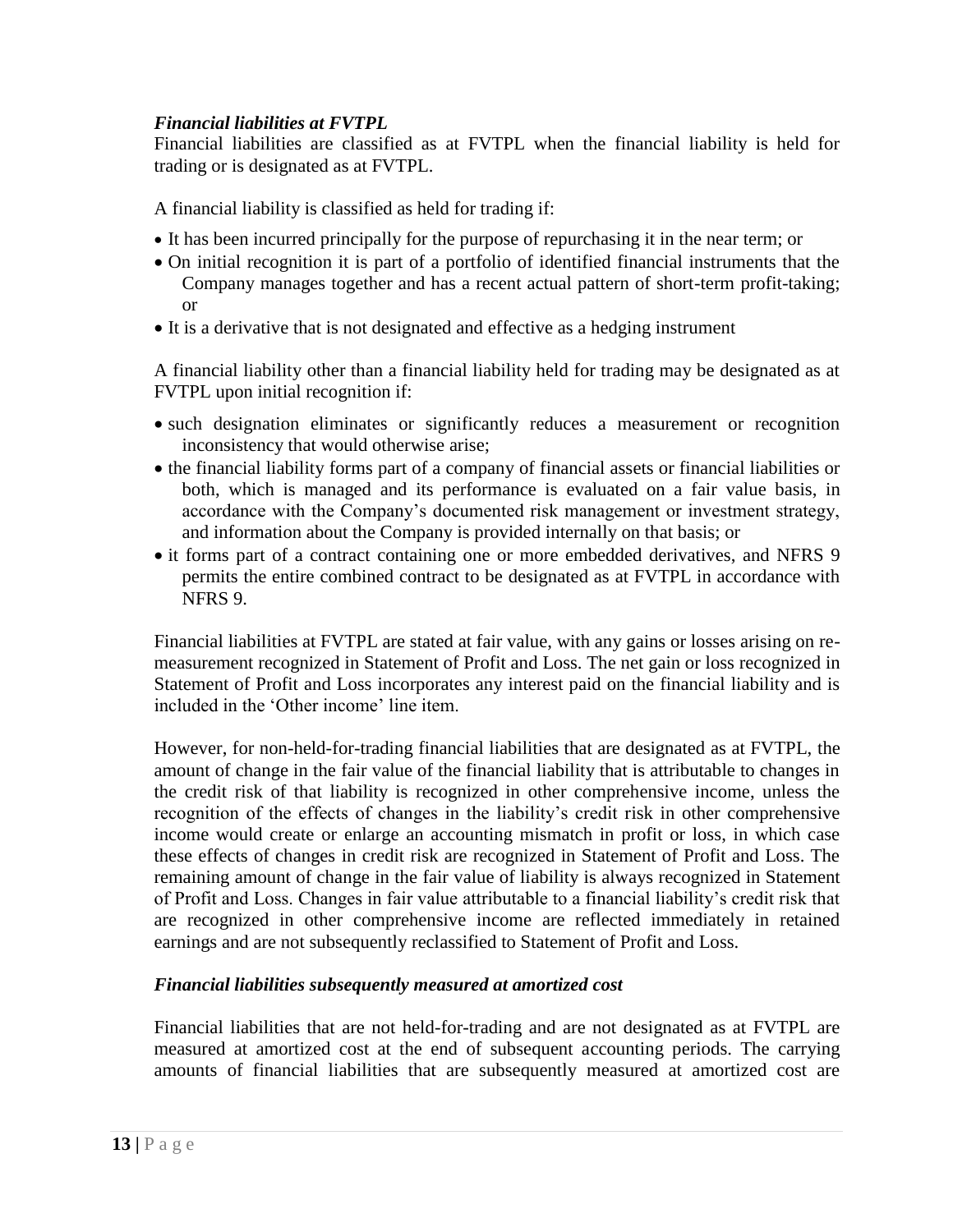***Financial liabilities at FVTPL***

Financial liabilities are classified as at FVTPL when the financial liability is held for trading or is designated as at FVTPL.

A financial liability is classified as held for trading if:

- It has been incurred principally for the purpose of repurchasing it in the near term; or
- On initial recognition it is part of a portfolio of identified financial instruments that the Company manages together and has a recent actual pattern of short-term profit-taking; or
- It is a derivative that is not designated and effective as a hedging instrument

A financial liability other than a financial liability held for trading may be designated as at FVTPL upon initial recognition if:

- such designation eliminates or significantly reduces a measurement or recognition inconsistency that would otherwise arise;
- the financial liability forms part of a company of financial assets or financial liabilities or both, which is managed and its performance is evaluated on a fair value basis, in accordance with the Company's documented risk management or investment strategy, and information about the Company is provided internally on that basis; or
- it forms part of a contract containing one or more embedded derivatives, and NFRS 9 permits the entire combined contract to be designated as at FVTPL in accordance with NFRS 9.

Financial liabilities at FVTPL are stated at fair value, with any gains or losses arising on re-measurement recognized in Statement of Profit and Loss. The net gain or loss recognized in Statement of Profit and Loss incorporates any interest paid on the financial liability and is included in the 'Other income' line item.

However, for non-held-for-trading financial liabilities that are designated as at FVTPL, the amount of change in the fair value of the financial liability that is attributable to changes in the credit risk of that liability is recognized in other comprehensive income, unless the recognition of the effects of changes in the liability's credit risk in other comprehensive income would create or enlarge an accounting mismatch in profit or loss, in which case these effects of changes in credit risk are recognized in Statement of Profit and Loss. The remaining amount of change in the fair value of liability is always recognized in Statement of Profit and Loss. Changes in fair value attributable to a financial liability's credit risk that are recognized in other comprehensive income are reflected immediately in retained earnings and are not subsequently reclassified to Statement of Profit and Loss.

***Financial liabilities subsequently measured at amortized cost***

Financial liabilities that are not held-for-trading and are not designated as at FVTPL are measured at amortized cost at the end of subsequent accounting periods. The carrying amounts of financial liabilities that are subsequently measured at amortized cost are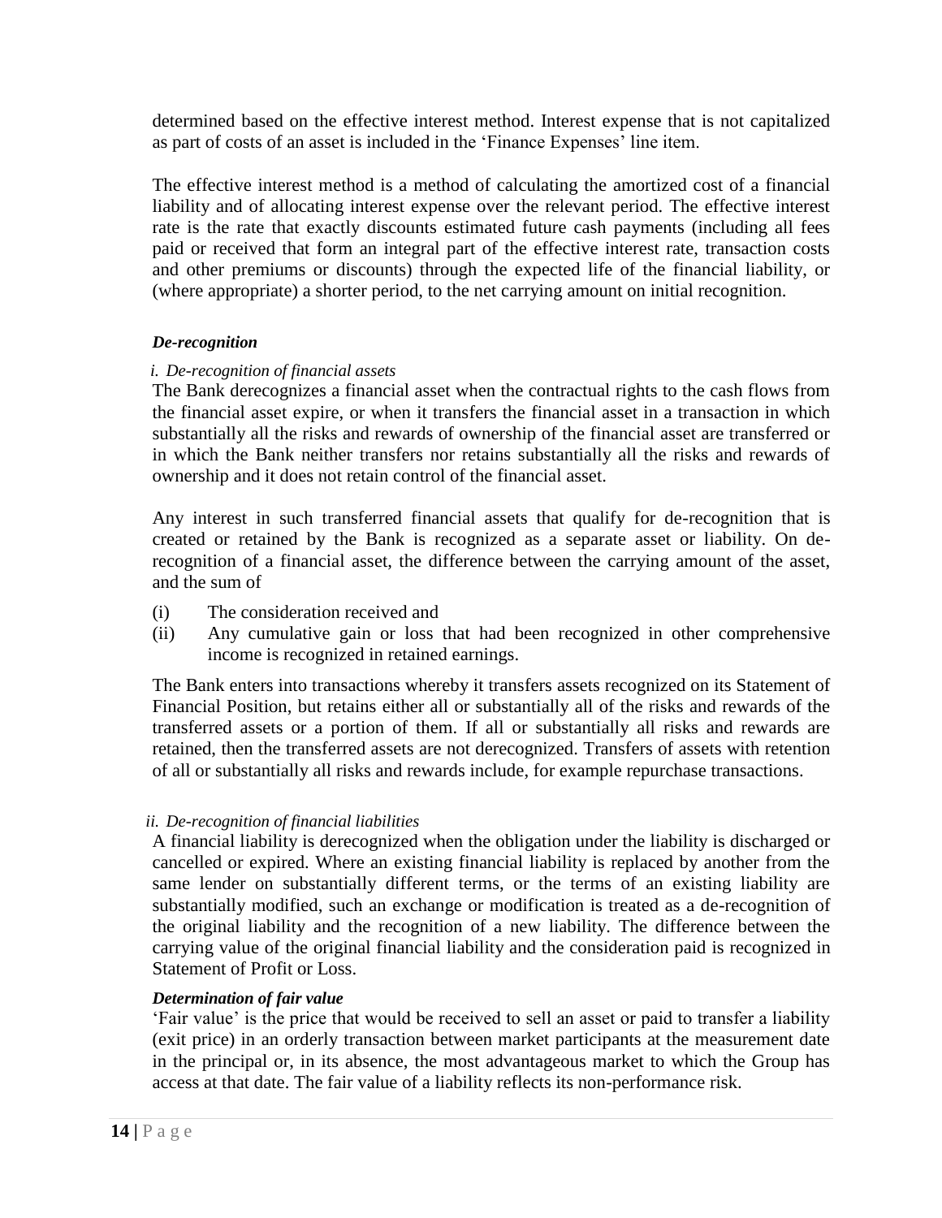determined based on the effective interest method. Interest expense that is not capitalized as part of costs of an asset is included in the 'Finance Expenses' line item.

The effective interest method is a method of calculating the amortized cost of a financial liability and of allocating interest expense over the relevant period. The effective interest rate is the rate that exactly discounts estimated future cash payments (including all fees paid or received that form an integral part of the effective interest rate, transaction costs and other premiums or discounts) through the expected life of the financial liability, or (where appropriate) a shorter period, to the net carrying amount on initial recognition.

***De-recognition***

*i. De-recognition of financial assets*

The Bank derecognizes a financial asset when the contractual rights to the cash flows from the financial asset expire, or when it transfers the financial asset in a transaction in which substantially all the risks and rewards of ownership of the financial asset are transferred or in which the Bank neither transfers nor retains substantially all the risks and rewards of ownership and it does not retain control of the financial asset.

Any interest in such transferred financial assets that qualify for de-recognition that is created or retained by the Bank is recognized as a separate asset or liability. On de-recognition of a financial asset, the difference between the carrying amount of the asset, and the sum of

(i) The consideration received and
(ii) Any cumulative gain or loss that had been recognized in other comprehensive income is recognized in retained earnings.

The Bank enters into transactions whereby it transfers assets recognized on its Statement of Financial Position, but retains either all or substantially all of the risks and rewards of the transferred assets or a portion of them. If all or substantially all risks and rewards are retained, then the transferred assets are not derecognized. Transfers of assets with retention of all or substantially all risks and rewards include, for example repurchase transactions.

*ii. De-recognition of financial liabilities*

A financial liability is derecognized when the obligation under the liability is discharged or cancelled or expired. Where an existing financial liability is replaced by another from the same lender on substantially different terms, or the terms of an existing liability are substantially modified, such an exchange or modification is treated as a de-recognition of the original liability and the recognition of a new liability. The difference between the carrying value of the original financial liability and the consideration paid is recognized in Statement of Profit or Loss.

***Determination of fair value***

'Fair value' is the price that would be received to sell an asset or paid to transfer a liability (exit price) in an orderly transaction between market participants at the measurement date in the principal or, in its absence, the most advantageous market to which the Group has access at that date. The fair value of a liability reflects its non-performance risk.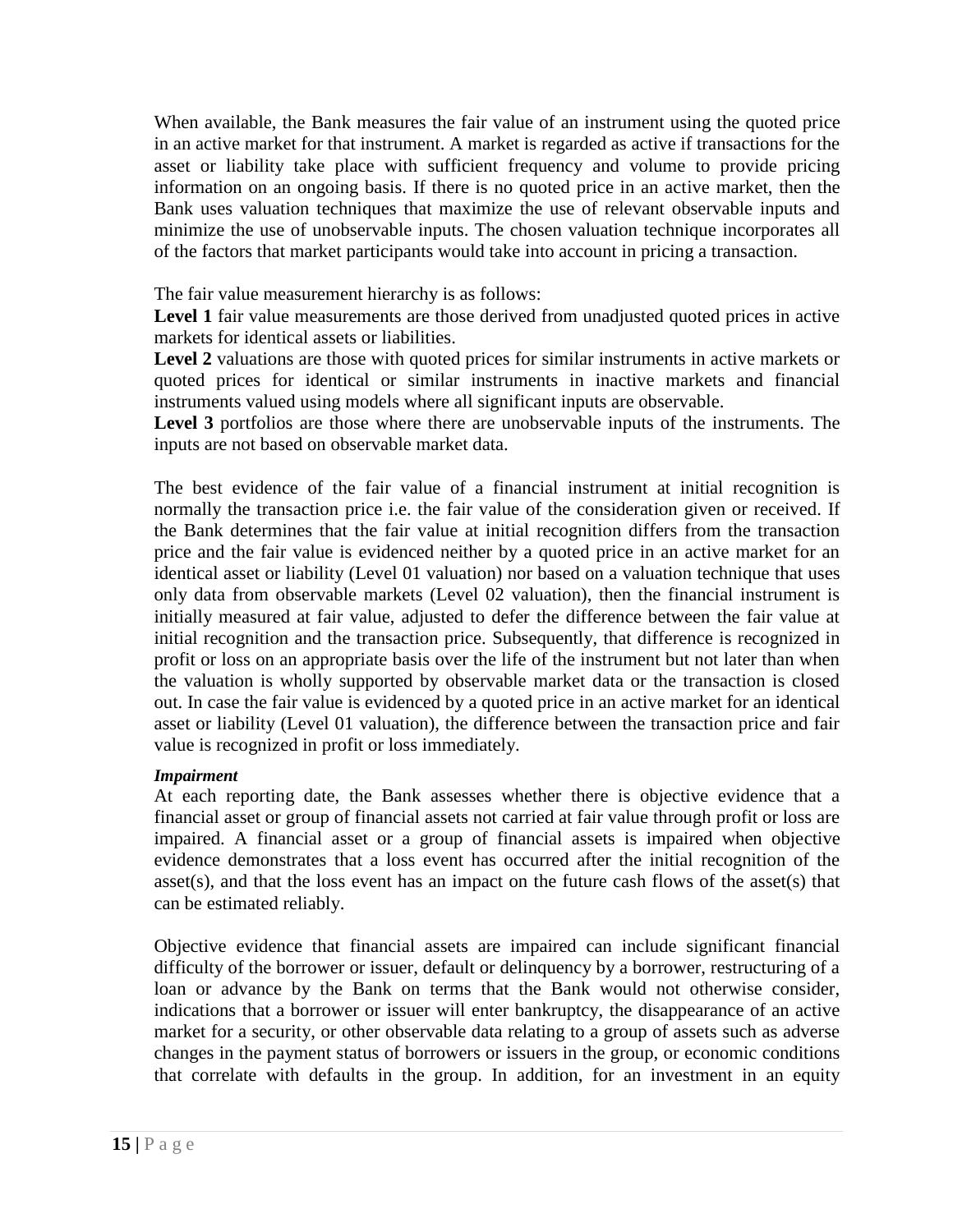When available, the Bank measures the fair value of an instrument using the quoted price in an active market for that instrument. A market is regarded as active if transactions for the asset or liability take place with sufficient frequency and volume to provide pricing information on an ongoing basis. If there is no quoted price in an active market, then the Bank uses valuation techniques that maximize the use of relevant observable inputs and minimize the use of unobservable inputs. The chosen valuation technique incorporates all of the factors that market participants would take into account in pricing a transaction.

The fair value measurement hierarchy is as follows:

**Level 1** fair value measurements are those derived from unadjusted quoted prices in active markets for identical assets or liabilities.

**Level 2** valuations are those with quoted prices for similar instruments in active markets or quoted prices for identical or similar instruments in inactive markets and financial instruments valued using models where all significant inputs are observable.

**Level 3** portfolios are those where there are unobservable inputs of the instruments. The inputs are not based on observable market data.

The best evidence of the fair value of a financial instrument at initial recognition is normally the transaction price i.e. the fair value of the consideration given or received. If the Bank determines that the fair value at initial recognition differs from the transaction price and the fair value is evidenced neither by a quoted price in an active market for an identical asset or liability (Level 01 valuation) nor based on a valuation technique that uses only data from observable markets (Level 02 valuation), then the financial instrument is initially measured at fair value, adjusted to defer the difference between the fair value at initial recognition and the transaction price. Subsequently, that difference is recognized in profit or loss on an appropriate basis over the life of the instrument but not later than when the valuation is wholly supported by observable market data or the transaction is closed out. In case the fair value is evidenced by a quoted price in an active market for an identical asset or liability (Level 01 valuation), the difference between the transaction price and fair value is recognized in profit or loss immediately.

***Impairment***

At each reporting date, the Bank assesses whether there is objective evidence that a financial asset or group of financial assets not carried at fair value through profit or loss are impaired. A financial asset or a group of financial assets is impaired when objective evidence demonstrates that a loss event has occurred after the initial recognition of the asset(s), and that the loss event has an impact on the future cash flows of the asset(s) that can be estimated reliably.

Objective evidence that financial assets are impaired can include significant financial difficulty of the borrower or issuer, default or delinquency by a borrower, restructuring of a loan or advance by the Bank on terms that the Bank would not otherwise consider, indications that a borrower or issuer will enter bankruptcy, the disappearance of an active market for a security, or other observable data relating to a group of assets such as adverse changes in the payment status of borrowers or issuers in the group, or economic conditions that correlate with defaults in the group. In addition, for an investment in an equity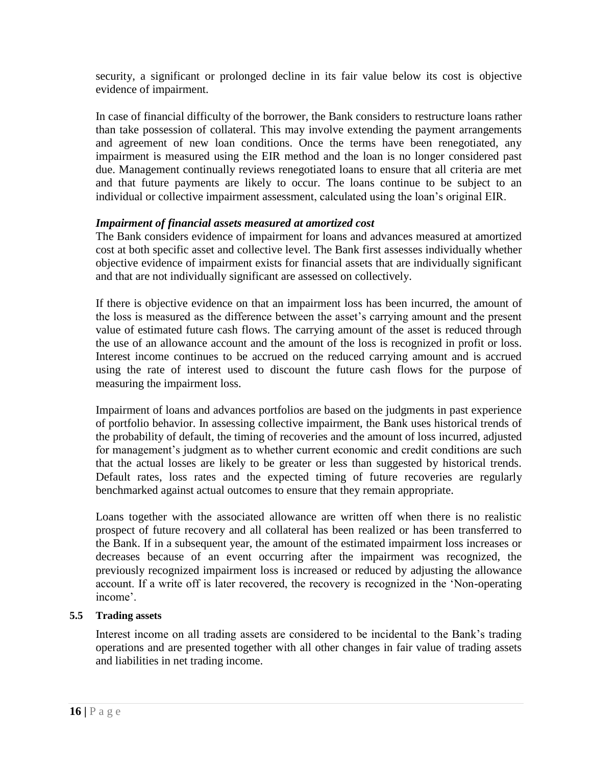security, a significant or prolonged decline in its fair value below its cost is objective evidence of impairment.

In case of financial difficulty of the borrower, the Bank considers to restructure loans rather than take possession of collateral. This may involve extending the payment arrangements and agreement of new loan conditions. Once the terms have been renegotiated, any impairment is measured using the EIR method and the loan is no longer considered past due. Management continually reviews renegotiated loans to ensure that all criteria are met and that future payments are likely to occur. The loans continue to be subject to an individual or collective impairment assessment, calculated using the loan's original EIR.

***Impairment of financial assets measured at amortized cost***

The Bank considers evidence of impairment for loans and advances measured at amortized cost at both specific asset and collective level. The Bank first assesses individually whether objective evidence of impairment exists for financial assets that are individually significant and that are not individually significant are assessed on collectively.

If there is objective evidence on that an impairment loss has been incurred, the amount of the loss is measured as the difference between the asset's carrying amount and the present value of estimated future cash flows. The carrying amount of the asset is reduced through the use of an allowance account and the amount of the loss is recognized in profit or loss. Interest income continues to be accrued on the reduced carrying amount and is accrued using the rate of interest used to discount the future cash flows for the purpose of measuring the impairment loss.

Impairment of loans and advances portfolios are based on the judgments in past experience of portfolio behavior. In assessing collective impairment, the Bank uses historical trends of the probability of default, the timing of recoveries and the amount of loss incurred, adjusted for management's judgment as to whether current economic and credit conditions are such that the actual losses are likely to be greater or less than suggested by historical trends. Default rates, loss rates and the expected timing of future recoveries are regularly benchmarked against actual outcomes to ensure that they remain appropriate.

Loans together with the associated allowance are written off when there is no realistic prospect of future recovery and all collateral has been realized or has been transferred to the Bank. If in a subsequent year, the amount of the estimated impairment loss increases or decreases because of an event occurring after the impairment was recognized, the previously recognized impairment loss is increased or reduced by adjusting the allowance account. If a write off is later recovered, the recovery is recognized in the 'Non-operating income'.

**5.5 Trading assets**

Interest income on all trading assets are considered to be incidental to the Bank's trading operations and are presented together with all other changes in fair value of trading assets and liabilities in net trading income.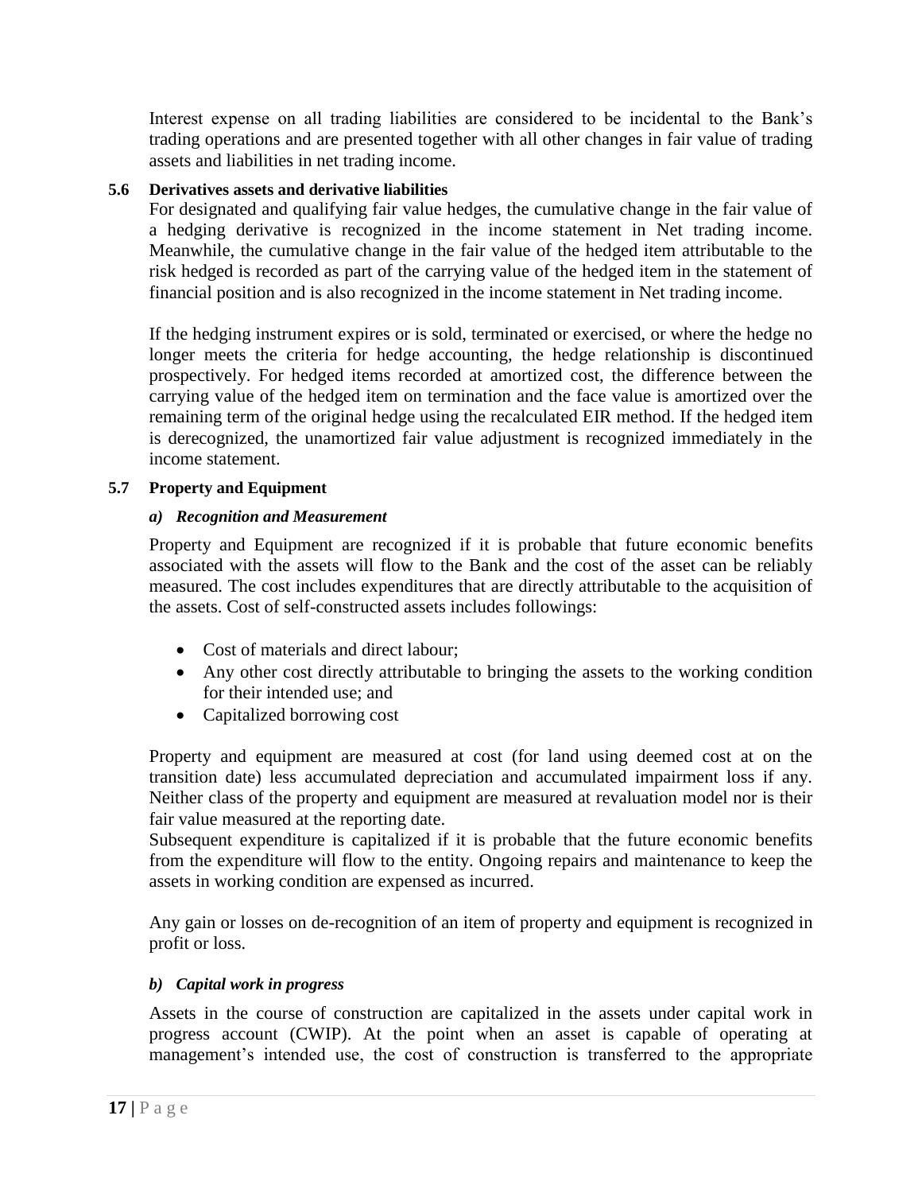Interest expense on all trading liabilities are considered to be incidental to the Bank's trading operations and are presented together with all other changes in fair value of trading assets and liabilities in net trading income.

### 5.6 Derivatives assets and derivative liabilities

For designated and qualifying fair value hedges, the cumulative change in the fair value of a hedging derivative is recognized in the income statement in Net trading income. Meanwhile, the cumulative change in the fair value of the hedged item attributable to the risk hedged is recorded as part of the carrying value of the hedged item in the statement of financial position and is also recognized in the income statement in Net trading income.

If the hedging instrument expires or is sold, terminated or exercised, or where the hedge no longer meets the criteria for hedge accounting, the hedge relationship is discontinued prospectively. For hedged items recorded at amortized cost, the difference between the carrying value of the hedged item on termination and the face value is amortized over the remaining term of the original hedge using the recalculated EIR method. If the hedged item is derecognized, the unamortized fair value adjustment is recognized immediately in the income statement.

### 5.7 Property and Equipment

#### *a) Recognition and Measurement*

Property and Equipment are recognized if it is probable that future economic benefits associated with the assets will flow to the Bank and the cost of the asset can be reliably measured. The cost includes expenditures that are directly attributable to the acquisition of the assets. Cost of self-constructed assets includes followings:

- Cost of materials and direct labour;
- Any other cost directly attributable to bringing the assets to the working condition for their intended use; and
- Capitalized borrowing cost

Property and equipment are measured at cost (for land using deemed cost at on the transition date) less accumulated depreciation and accumulated impairment loss if any. Neither class of the property and equipment are measured at revaluation model nor is their fair value measured at the reporting date.
Subsequent expenditure is capitalized if it is probable that the future economic benefits from the expenditure will flow to the entity. Ongoing repairs and maintenance to keep the assets in working condition are expensed as incurred.

Any gain or losses on de-recognition of an item of property and equipment is recognized in profit or loss.

#### *b) Capital work in progress*

Assets in the course of construction are capitalized in the assets under capital work in progress account (CWIP). At the point when an asset is capable of operating at management's intended use, the cost of construction is transferred to the appropriate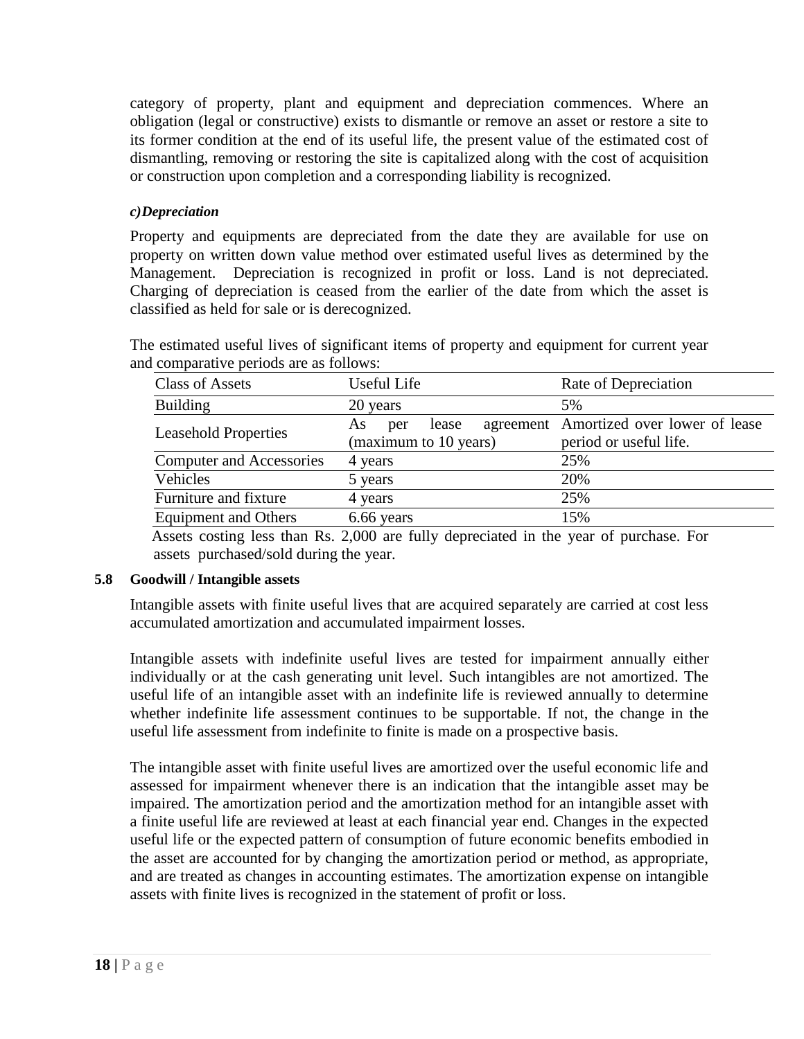category of property, plant and equipment and depreciation commences. Where an obligation (legal or constructive) exists to dismantle or remove an asset or restore a site to its former condition at the end of its useful life, the present value of the estimated cost of dismantling, removing or restoring the site is capitalized along with the cost of acquisition or construction upon completion and a corresponding liability is recognized.

***c)Depreciation***

Property and equipments are depreciated from the date they are available for use on property on written down value method over estimated useful lives as determined by the Management. Depreciation is recognized in profit or loss. Land is not depreciated. Charging of depreciation is ceased from the earlier of the date from which the asset is classified as held for sale or is derecognized.

The estimated useful lives of significant items of property and equipment for current year and comparative periods are as follows:

| Class of Assets | Useful Life | Rate of Depreciation |
|---|---|---|
| Building | 20 years | 5% |
| Leasehold Properties | As per lease agreement (maximum to 10 years) | Amortized over lower of lease period or useful life. |
| Computer and Accessories | 4 years | 25% |
| Vehicles | 5 years | 20% |
| Furniture and fixture | 4 years | 25% |
| Equipment and Others | 6.66 years | 15% |

Assets costing less than Rs. 2,000 are fully depreciated in the year of purchase. For assets purchased/sold during the year.

**5.8 Goodwill / Intangible assets**

Intangible assets with finite useful lives that are acquired separately are carried at cost less accumulated amortization and accumulated impairment losses.

Intangible assets with indefinite useful lives are tested for impairment annually either individually or at the cash generating unit level. Such intangibles are not amortized. The useful life of an intangible asset with an indefinite life is reviewed annually to determine whether indefinite life assessment continues to be supportable. If not, the change in the useful life assessment from indefinite to finite is made on a prospective basis.

The intangible asset with finite useful lives are amortized over the useful economic life and assessed for impairment whenever there is an indication that the intangible asset may be impaired. The amortization period and the amortization method for an intangible asset with a finite useful life are reviewed at least at each financial year end. Changes in the expected useful life or the expected pattern of consumption of future economic benefits embodied in the asset are accounted for by changing the amortization period or method, as appropriate, and are treated as changes in accounting estimates. The amortization expense on intangible assets with finite lives is recognized in the statement of profit or loss.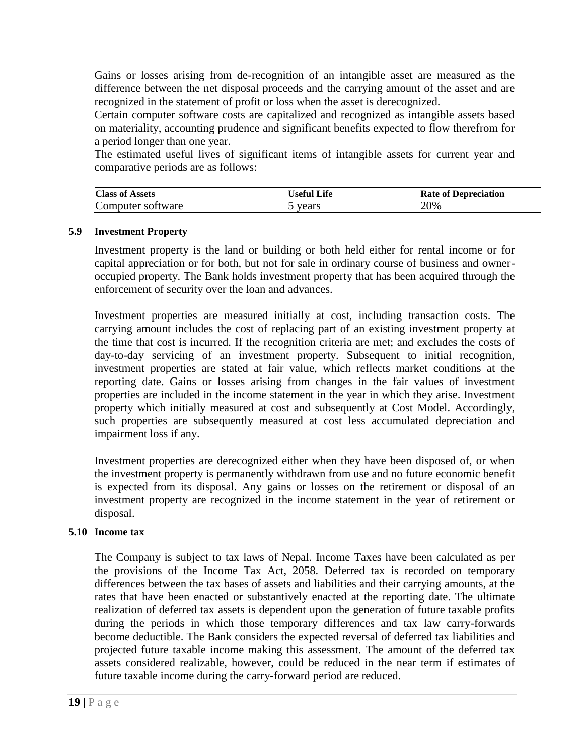Gains or losses arising from de-recognition of an intangible asset are measured as the difference between the net disposal proceeds and the carrying amount of the asset and are recognized in the statement of profit or loss when the asset is derecognized.

Certain computer software costs are capitalized and recognized as intangible assets based on materiality, accounting prudence and significant benefits expected to flow therefrom for a period longer than one year.

The estimated useful lives of significant items of intangible assets for current year and comparative periods are as follows:

| **Class of Assets** | **Useful Life** | **Rate of Depreciation** |
|---|---|---|
| Computer software | 5 years | 20% |

### 5.9 Investment Property

Investment property is the land or building or both held either for rental income or for capital appreciation or for both, but not for sale in ordinary course of business and owner-occupied property. The Bank holds investment property that has been acquired through the enforcement of security over the loan and advances.

Investment properties are measured initially at cost, including transaction costs. The carrying amount includes the cost of replacing part of an existing investment property at the time that cost is incurred. If the recognition criteria are met; and excludes the costs of day-to-day servicing of an investment property. Subsequent to initial recognition, investment properties are stated at fair value, which reflects market conditions at the reporting date. Gains or losses arising from changes in the fair values of investment properties are included in the income statement in the year in which they arise. Investment property which initially measured at cost and subsequently at Cost Model. Accordingly, such properties are subsequently measured at cost less accumulated depreciation and impairment loss if any.

Investment properties are derecognized either when they have been disposed of, or when the investment property is permanently withdrawn from use and no future economic benefit is expected from its disposal. Any gains or losses on the retirement or disposal of an investment property are recognized in the income statement in the year of retirement or disposal.

### 5.10 Income tax

The Company is subject to tax laws of Nepal. Income Taxes have been calculated as per the provisions of the Income Tax Act, 2058. Deferred tax is recorded on temporary differences between the tax bases of assets and liabilities and their carrying amounts, at the rates that have been enacted or substantively enacted at the reporting date. The ultimate realization of deferred tax assets is dependent upon the generation of future taxable profits during the periods in which those temporary differences and tax law carry-forwards become deductible. The Bank considers the expected reversal of deferred tax liabilities and projected future taxable income making this assessment. The amount of the deferred tax assets considered realizable, however, could be reduced in the near term if estimates of future taxable income during the carry-forward period are reduced.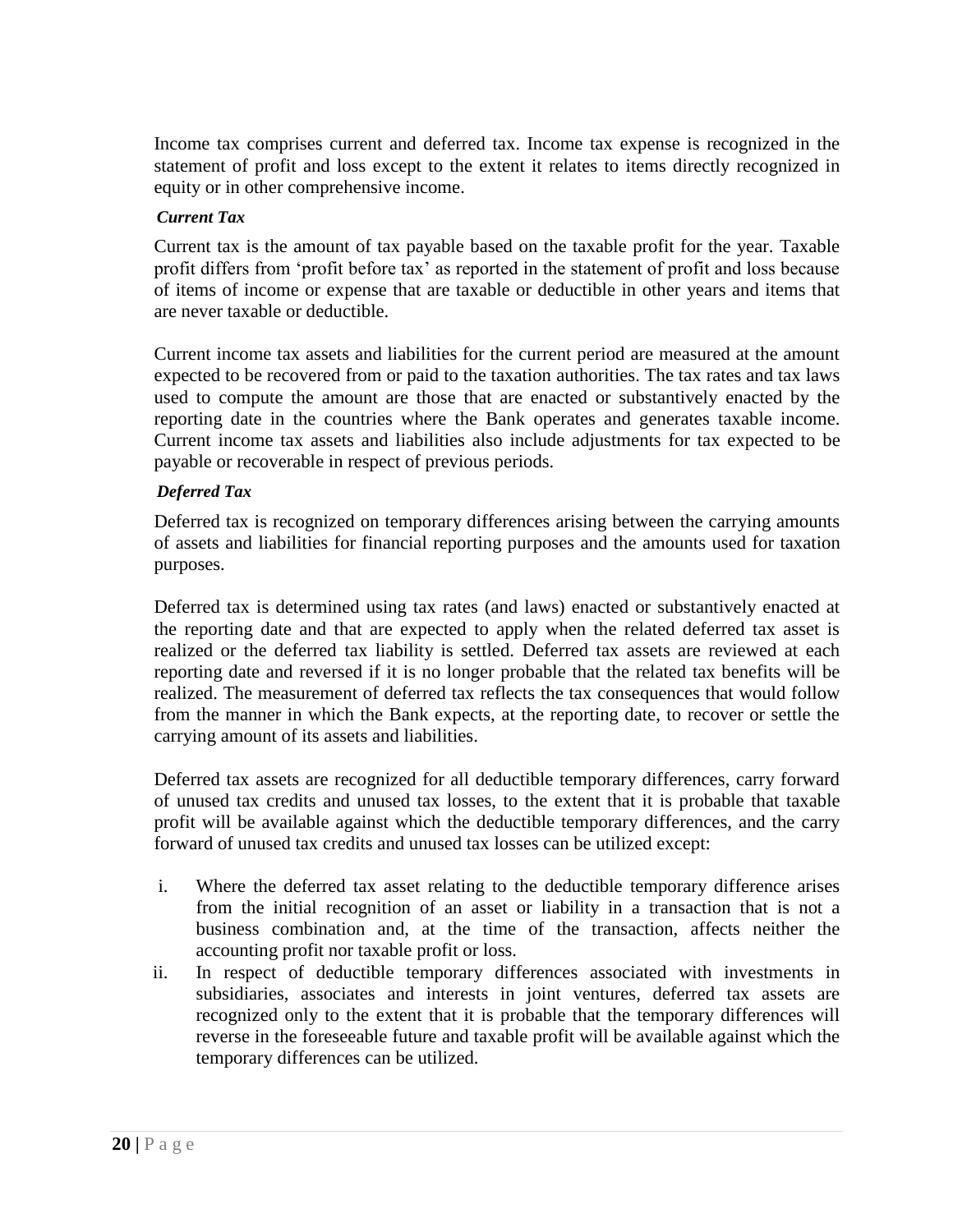Income tax comprises current and deferred tax. Income tax expense is recognized in the statement of profit and loss except to the extent it relates to items directly recognized in equity or in other comprehensive income.

***Current Tax***

Current tax is the amount of tax payable based on the taxable profit for the year. Taxable profit differs from 'profit before tax' as reported in the statement of profit and loss because of items of income or expense that are taxable or deductible in other years and items that are never taxable or deductible.

Current income tax assets and liabilities for the current period are measured at the amount expected to be recovered from or paid to the taxation authorities. The tax rates and tax laws used to compute the amount are those that are enacted or substantively enacted by the reporting date in the countries where the Bank operates and generates taxable income. Current income tax assets and liabilities also include adjustments for tax expected to be payable or recoverable in respect of previous periods.

***Deferred Tax***

Deferred tax is recognized on temporary differences arising between the carrying amounts of assets and liabilities for financial reporting purposes and the amounts used for taxation purposes.

Deferred tax is determined using tax rates (and laws) enacted or substantively enacted at the reporting date and that are expected to apply when the related deferred tax asset is realized or the deferred tax liability is settled. Deferred tax assets are reviewed at each reporting date and reversed if it is no longer probable that the related tax benefits will be realized. The measurement of deferred tax reflects the tax consequences that would follow from the manner in which the Bank expects, at the reporting date, to recover or settle the carrying amount of its assets and liabilities.

Deferred tax assets are recognized for all deductible temporary differences, carry forward of unused tax credits and unused tax losses, to the extent that it is probable that taxable profit will be available against which the deductible temporary differences, and the carry forward of unused tax credits and unused tax losses can be utilized except:

i. Where the deferred tax asset relating to the deductible temporary difference arises from the initial recognition of an asset or liability in a transaction that is not a business combination and, at the time of the transaction, affects neither the accounting profit nor taxable profit or loss.
ii. In respect of deductible temporary differences associated with investments in subsidiaries, associates and interests in joint ventures, deferred tax assets are recognized only to the extent that it is probable that the temporary differences will reverse in the foreseeable future and taxable profit will be available against which the temporary differences can be utilized.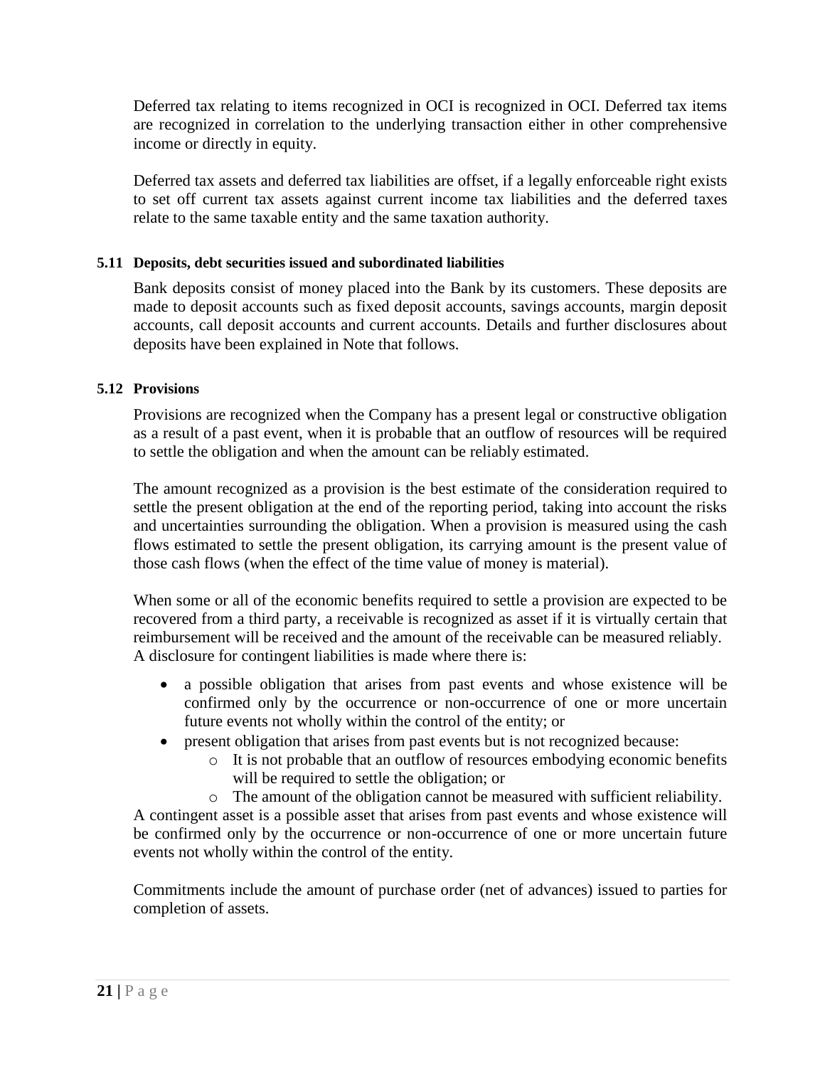Deferred tax relating to items recognized in OCI is recognized in OCI. Deferred tax items are recognized in correlation to the underlying transaction either in other comprehensive income or directly in equity.

Deferred tax assets and deferred tax liabilities are offset, if a legally enforceable right exists to set off current tax assets against current income tax liabilities and the deferred taxes relate to the same taxable entity and the same taxation authority.

### 5.11 Deposits, debt securities issued and subordinated liabilities

Bank deposits consist of money placed into the Bank by its customers. These deposits are made to deposit accounts such as fixed deposit accounts, savings accounts, margin deposit accounts, call deposit accounts and current accounts. Details and further disclosures about deposits have been explained in Note that follows.

### 5.12 Provisions

Provisions are recognized when the Company has a present legal or constructive obligation as a result of a past event, when it is probable that an outflow of resources will be required to settle the obligation and when the amount can be reliably estimated.

The amount recognized as a provision is the best estimate of the consideration required to settle the present obligation at the end of the reporting period, taking into account the risks and uncertainties surrounding the obligation. When a provision is measured using the cash flows estimated to settle the present obligation, its carrying amount is the present value of those cash flows (when the effect of the time value of money is material).

When some or all of the economic benefits required to settle a provision are expected to be recovered from a third party, a receivable is recognized as asset if it is virtually certain that reimbursement will be received and the amount of the receivable can be measured reliably. A disclosure for contingent liabilities is made where there is:

- a possible obligation that arises from past events and whose existence will be confirmed only by the occurrence or non-occurrence of one or more uncertain future events not wholly within the control of the entity; or
- present obligation that arises from past events but is not recognized because:
    - It is not probable that an outflow of resources embodying economic benefits will be required to settle the obligation; or
    - The amount of the obligation cannot be measured with sufficient reliability.

A contingent asset is a possible asset that arises from past events and whose existence will be confirmed only by the occurrence or non-occurrence of one or more uncertain future events not wholly within the control of the entity.

Commitments include the amount of purchase order (net of advances) issued to parties for completion of assets.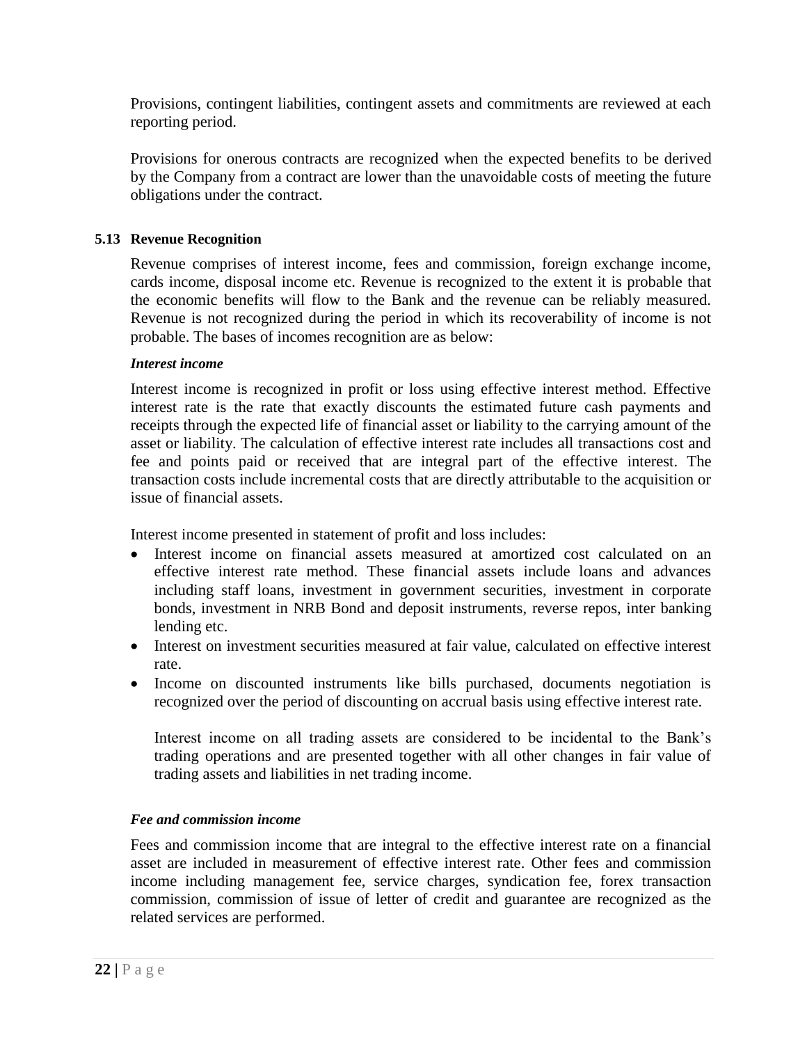Provisions, contingent liabilities, contingent assets and commitments are reviewed at each reporting period.

Provisions for onerous contracts are recognized when the expected benefits to be derived by the Company from a contract are lower than the unavoidable costs of meeting the future obligations under the contract.

### 5.13 Revenue Recognition

Revenue comprises of interest income, fees and commission, foreign exchange income, cards income, disposal income etc. Revenue is recognized to the extent it is probable that the economic benefits will flow to the Bank and the revenue can be reliably measured. Revenue is not recognized during the period in which its recoverability of income is not probable. The bases of incomes recognition are as below:

***Interest income***

Interest income is recognized in profit or loss using effective interest method. Effective interest rate is the rate that exactly discounts the estimated future cash payments and receipts through the expected life of financial asset or liability to the carrying amount of the asset or liability. The calculation of effective interest rate includes all transactions cost and fee and points paid or received that are integral part of the effective interest. The transaction costs include incremental costs that are directly attributable to the acquisition or issue of financial assets.

Interest income presented in statement of profit and loss includes:

- Interest income on financial assets measured at amortized cost calculated on an effective interest rate method. These financial assets include loans and advances including staff loans, investment in government securities, investment in corporate bonds, investment in NRB Bond and deposit instruments, reverse repos, inter banking lending etc.
- Interest on investment securities measured at fair value, calculated on effective interest rate.
- Income on discounted instruments like bills purchased, documents negotiation is recognized over the period of discounting on accrual basis using effective interest rate.

  Interest income on all trading assets are considered to be incidental to the Bank's trading operations and are presented together with all other changes in fair value of trading assets and liabilities in net trading income.

***Fee and commission income***

Fees and commission income that are integral to the effective interest rate on a financial asset are included in measurement of effective interest rate. Other fees and commission income including management fee, service charges, syndication fee, forex transaction commission, commission of issue of letter of credit and guarantee are recognized as the related services are performed.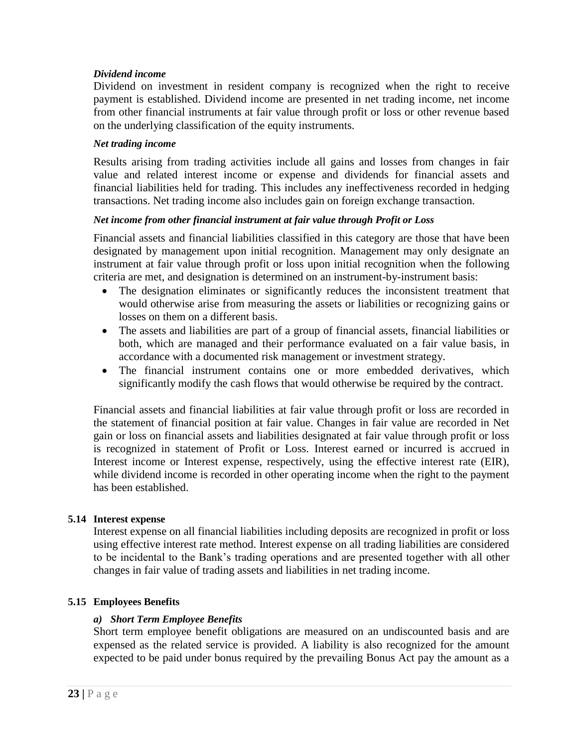***Dividend income***

Dividend on investment in resident company is recognized when the right to receive payment is established. Dividend income are presented in net trading income, net income from other financial instruments at fair value through profit or loss or other revenue based on the underlying classification of the equity instruments.

***Net trading income***

Results arising from trading activities include all gains and losses from changes in fair value and related interest income or expense and dividends for financial assets and financial liabilities held for trading. This includes any ineffectiveness recorded in hedging transactions. Net trading income also includes gain on foreign exchange transaction.

***Net income from other financial instrument at fair value through Profit or Loss***

Financial assets and financial liabilities classified in this category are those that have been designated by management upon initial recognition. Management may only designate an instrument at fair value through profit or loss upon initial recognition when the following criteria are met, and designation is determined on an instrument-by-instrument basis:

- The designation eliminates or significantly reduces the inconsistent treatment that would otherwise arise from measuring the assets or liabilities or recognizing gains or losses on them on a different basis.
- The assets and liabilities are part of a group of financial assets, financial liabilities or both, which are managed and their performance evaluated on a fair value basis, in accordance with a documented risk management or investment strategy.
- The financial instrument contains one or more embedded derivatives, which significantly modify the cash flows that would otherwise be required by the contract.

Financial assets and financial liabilities at fair value through profit or loss are recorded in the statement of financial position at fair value. Changes in fair value are recorded in Net gain or loss on financial assets and liabilities designated at fair value through profit or loss is recognized in statement of Profit or Loss. Interest earned or incurred is accrued in Interest income or Interest expense, respectively, using the effective interest rate (EIR), while dividend income is recorded in other operating income when the right to the payment has been established.

**5.14 Interest expense**

Interest expense on all financial liabilities including deposits are recognized in profit or loss using effective interest rate method. Interest expense on all trading liabilities are considered to be incidental to the Bank's trading operations and are presented together with all other changes in fair value of trading assets and liabilities in net trading income.

**5.15 Employees Benefits**

***a) Short Term Employee Benefits***

Short term employee benefit obligations are measured on an undiscounted basis and are expensed as the related service is provided. A liability is also recognized for the amount expected to be paid under bonus required by the prevailing Bonus Act pay the amount as a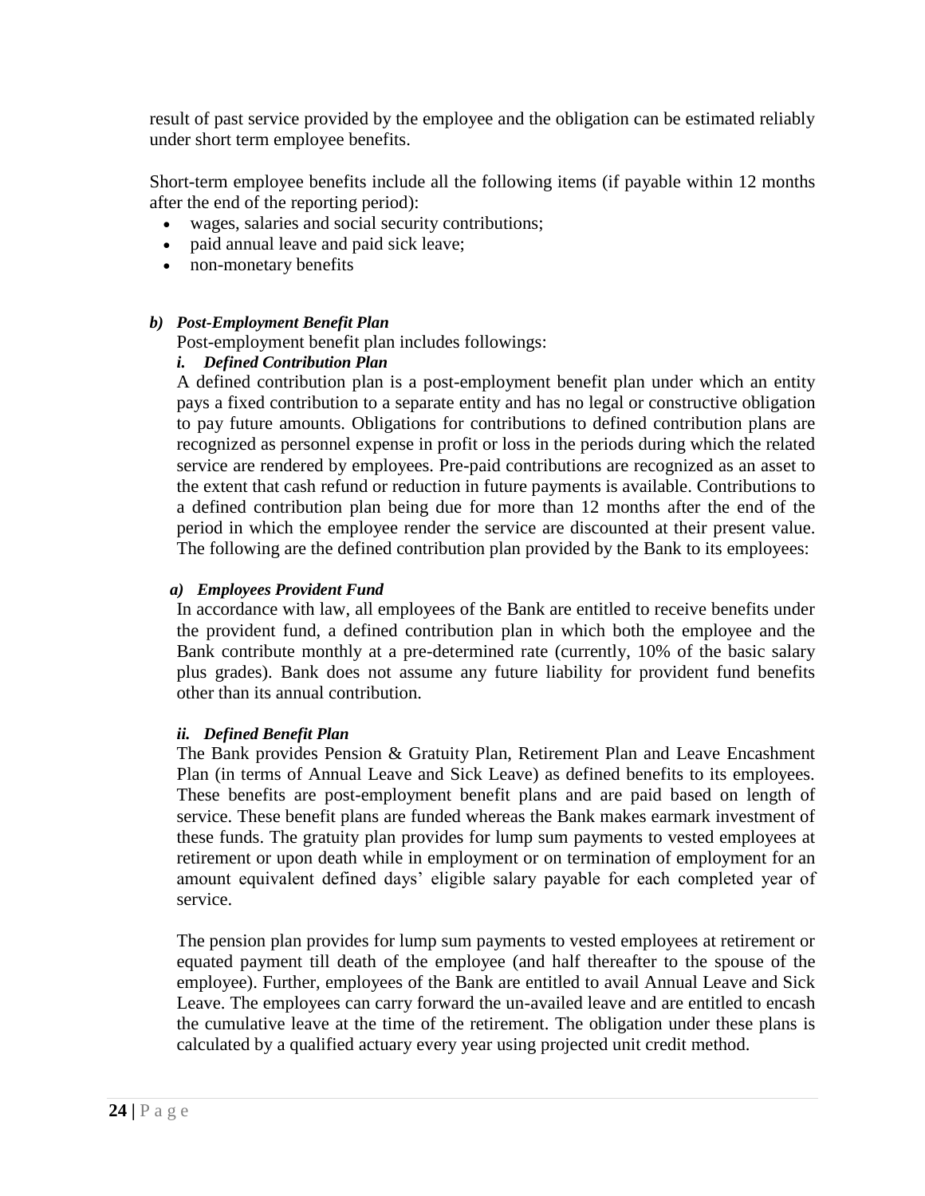result of past service provided by the employee and the obligation can be estimated reliably under short term employee benefits.

Short-term employee benefits include all the following items (if payable within 12 months after the end of the reporting period):

- wages, salaries and social security contributions;
- paid annual leave and paid sick leave;
- non-monetary benefits

***b) Post-Employment Benefit Plan***

Post-employment benefit plan includes followings:

***i. Defined Contribution Plan***

A defined contribution plan is a post-employment benefit plan under which an entity pays a fixed contribution to a separate entity and has no legal or constructive obligation to pay future amounts. Obligations for contributions to defined contribution plans are recognized as personnel expense in profit or loss in the periods during which the related service are rendered by employees. Pre-paid contributions are recognized as an asset to the extent that cash refund or reduction in future payments is available. Contributions to a defined contribution plan being due for more than 12 months after the end of the period in which the employee render the service are discounted at their present value. The following are the defined contribution plan provided by the Bank to its employees:

***a) Employees Provident Fund***

In accordance with law, all employees of the Bank are entitled to receive benefits under the provident fund, a defined contribution plan in which both the employee and the Bank contribute monthly at a pre-determined rate (currently, 10% of the basic salary plus grades). Bank does not assume any future liability for provident fund benefits other than its annual contribution.

***ii. Defined Benefit Plan***

The Bank provides Pension & Gratuity Plan, Retirement Plan and Leave Encashment Plan (in terms of Annual Leave and Sick Leave) as defined benefits to its employees. These benefits are post-employment benefit plans and are paid based on length of service. These benefit plans are funded whereas the Bank makes earmark investment of these funds. The gratuity plan provides for lump sum payments to vested employees at retirement or upon death while in employment or on termination of employment for an amount equivalent defined days' eligible salary payable for each completed year of service.

The pension plan provides for lump sum payments to vested employees at retirement or equated payment till death of the employee (and half thereafter to the spouse of the employee). Further, employees of the Bank are entitled to avail Annual Leave and Sick Leave. The employees can carry forward the un-availed leave and are entitled to encash the cumulative leave at the time of the retirement. The obligation under these plans is calculated by a qualified actuary every year using projected unit credit method.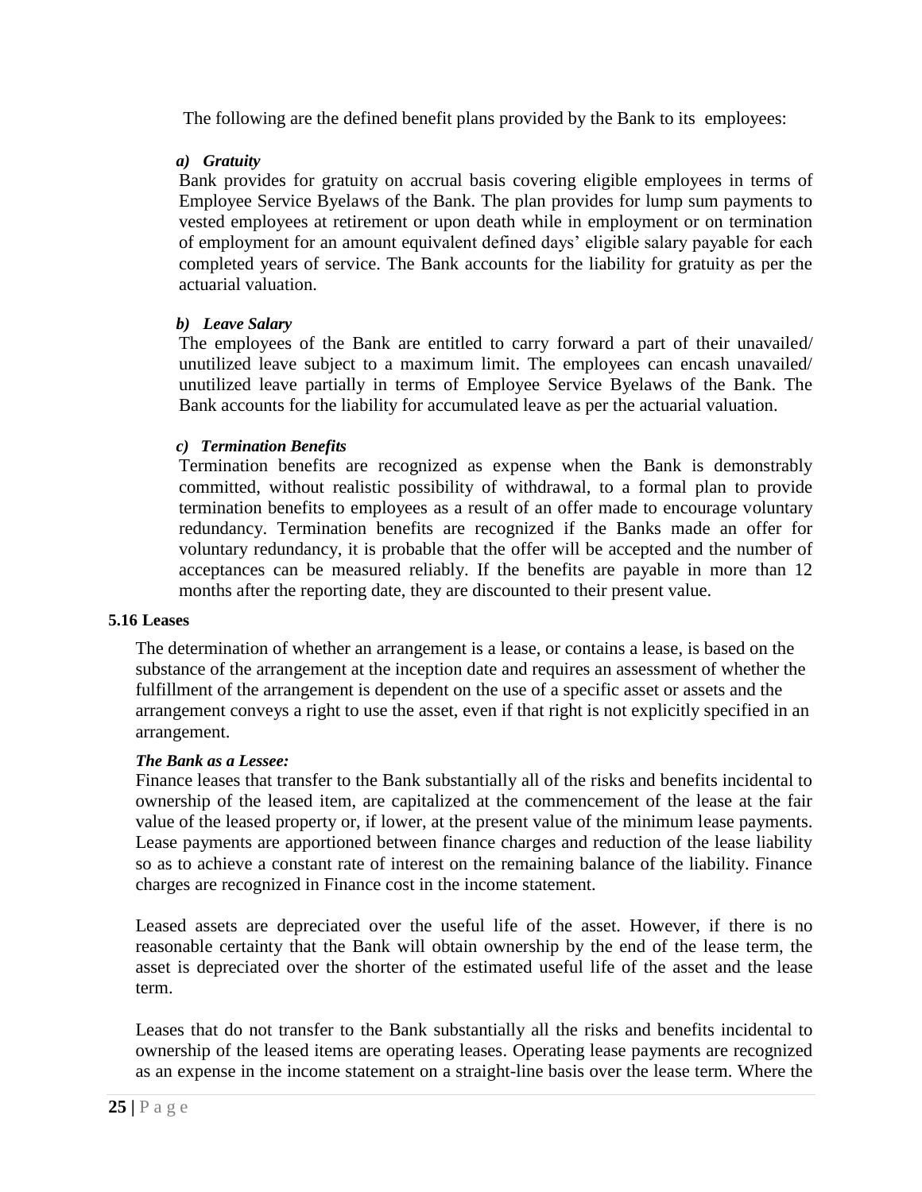The following are the defined benefit plans provided by the Bank to its employees:

***a) Gratuity***

Bank provides for gratuity on accrual basis covering eligible employees in terms of Employee Service Byelaws of the Bank. The plan provides for lump sum payments to vested employees at retirement or upon death while in employment or on termination of employment for an amount equivalent defined days' eligible salary payable for each completed years of service. The Bank accounts for the liability for gratuity as per the actuarial valuation.

***b) Leave Salary***

The employees of the Bank are entitled to carry forward a part of their unavailed/ unutilized leave subject to a maximum limit. The employees can encash unavailed/ unutilized leave partially in terms of Employee Service Byelaws of the Bank. The Bank accounts for the liability for accumulated leave as per the actuarial valuation.

***c) Termination Benefits***

Termination benefits are recognized as expense when the Bank is demonstrably committed, without realistic possibility of withdrawal, to a formal plan to provide termination benefits to employees as a result of an offer made to encourage voluntary redundancy. Termination benefits are recognized if the Banks made an offer for voluntary redundancy, it is probable that the offer will be accepted and the number of acceptances can be measured reliably. If the benefits are payable in more than 12 months after the reporting date, they are discounted to their present value.

**5.16 Leases**

The determination of whether an arrangement is a lease, or contains a lease, is based on the substance of the arrangement at the inception date and requires an assessment of whether the fulfillment of the arrangement is dependent on the use of a specific asset or assets and the arrangement conveys a right to use the asset, even if that right is not explicitly specified in an arrangement.

***The Bank as a Lessee:***

Finance leases that transfer to the Bank substantially all of the risks and benefits incidental to ownership of the leased item, are capitalized at the commencement of the lease at the fair value of the leased property or, if lower, at the present value of the minimum lease payments. Lease payments are apportioned between finance charges and reduction of the lease liability so as to achieve a constant rate of interest on the remaining balance of the liability. Finance charges are recognized in Finance cost in the income statement.

Leased assets are depreciated over the useful life of the asset. However, if there is no reasonable certainty that the Bank will obtain ownership by the end of the lease term, the asset is depreciated over the shorter of the estimated useful life of the asset and the lease term.

Leases that do not transfer to the Bank substantially all the risks and benefits incidental to ownership of the leased items are operating leases. Operating lease payments are recognized as an expense in the income statement on a straight-line basis over the lease term. Where the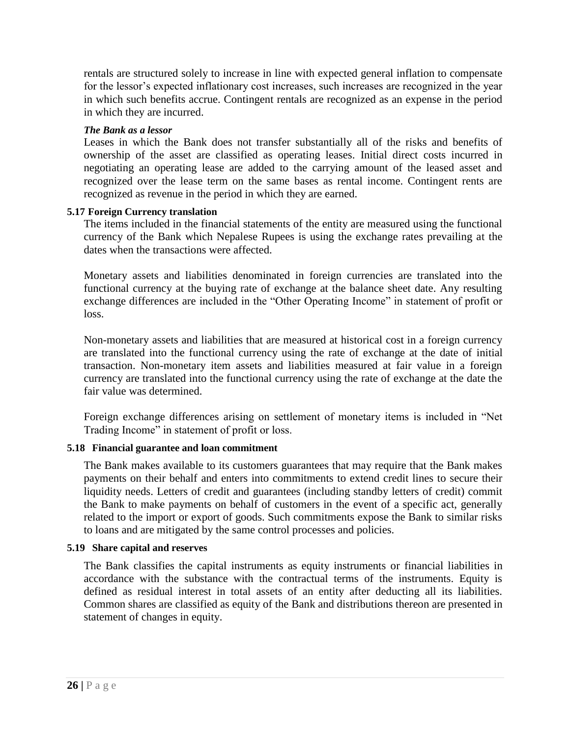rentals are structured solely to increase in line with expected general inflation to compensate for the lessor's expected inflationary cost increases, such increases are recognized in the year in which such benefits accrue. Contingent rentals are recognized as an expense in the period in which they are incurred.

***The Bank as a lessor***

Leases in which the Bank does not transfer substantially all of the risks and benefits of ownership of the asset are classified as operating leases. Initial direct costs incurred in negotiating an operating lease are added to the carrying amount of the leased asset and recognized over the lease term on the same bases as rental income. Contingent rents are recognized as revenue in the period in which they are earned.

**5.17 Foreign Currency translation**

The items included in the financial statements of the entity are measured using the functional currency of the Bank which Nepalese Rupees is using the exchange rates prevailing at the dates when the transactions were affected.

Monetary assets and liabilities denominated in foreign currencies are translated into the functional currency at the buying rate of exchange at the balance sheet date. Any resulting exchange differences are included in the "Other Operating Income" in statement of profit or loss.

Non-monetary assets and liabilities that are measured at historical cost in a foreign currency are translated into the functional currency using the rate of exchange at the date of initial transaction. Non-monetary item assets and liabilities measured at fair value in a foreign currency are translated into the functional currency using the rate of exchange at the date the fair value was determined.

Foreign exchange differences arising on settlement of monetary items is included in "Net Trading Income" in statement of profit or loss.

**5.18 Financial guarantee and loan commitment**

The Bank makes available to its customers guarantees that may require that the Bank makes payments on their behalf and enters into commitments to extend credit lines to secure their liquidity needs. Letters of credit and guarantees (including standby letters of credit) commit the Bank to make payments on behalf of customers in the event of a specific act, generally related to the import or export of goods. Such commitments expose the Bank to similar risks to loans and are mitigated by the same control processes and policies.

**5.19 Share capital and reserves**

The Bank classifies the capital instruments as equity instruments or financial liabilities in accordance with the substance with the contractual terms of the instruments. Equity is defined as residual interest in total assets of an entity after deducting all its liabilities. Common shares are classified as equity of the Bank and distributions thereon are presented in statement of changes in equity.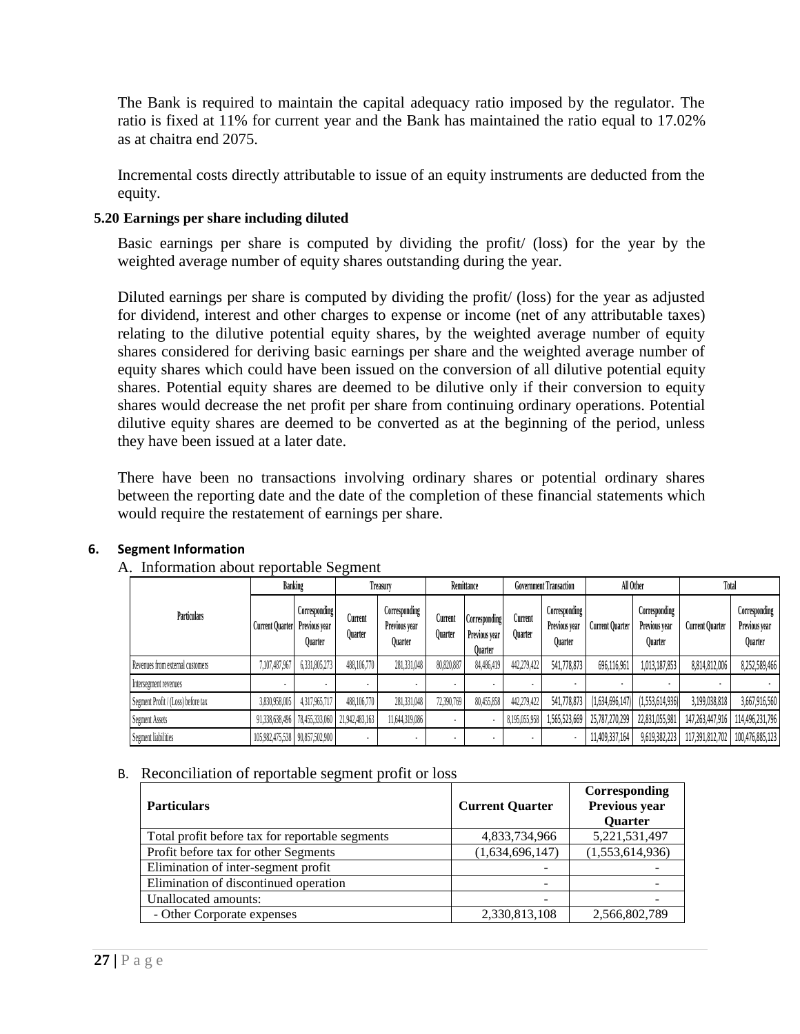The Bank is required to maintain the capital adequacy ratio imposed by the regulator. The ratio is fixed at 11% for current year and the Bank has maintained the ratio equal to 17.02% as at chaitra end 2075.

Incremental costs directly attributable to issue of an equity instruments are deducted from the equity.

### 5.20 Earnings per share including diluted

Basic earnings per share is computed by dividing the profit/ (loss) for the year by the weighted average number of equity shares outstanding during the year.

Diluted earnings per share is computed by dividing the profit/ (loss) for the year as adjusted for dividend, interest and other charges to expense or income (net of any attributable taxes) relating to the dilutive potential equity shares, by the weighted average number of equity shares considered for deriving basic earnings per share and the weighted average number of equity shares which could have been issued on the conversion of all dilutive potential equity shares. Potential equity shares are deemed to be dilutive only if their conversion to equity shares would decrease the net profit per share from continuing ordinary operations. Potential dilutive equity shares are deemed to be converted as at the beginning of the period, unless they have been issued at a later date.

There have been no transactions involving ordinary shares or potential ordinary shares between the reporting date and the date of the completion of these financial statements which would require the restatement of earnings per share.

## 6. Segment Information

A. Information about reportable Segment

| Particulars | Banking | | Treasury | | Remittance | | Government Transaction | | All Other | | Total | |
|---|---|---|---|---|---|---|---|---|---|---|---|---|
| | Current Quarter | Corresponding Previous year Quarter | Current Quarter | Corresponding Previous year Quarter | Current Quarter | Corresponding Previous year Quarter | Current Quarter | Corresponding Previous year Quarter | Current Quarter | Corresponding Previous year Quarter | Current Quarter | Corresponding Previous year Quarter |
| Revenues from external customers | 7,107,487,967 | 6,331,805,273 | 488,106,770 | 281,331,048 | 80,820,887 | 84,486,419 | 442,279,422 | 541,778,873 | 696,116,961 | 1,013,187,853 | 8,814,812,006 | 8,252,589,466 |
| Intersegment revenues | - | - | - | - | - | - | - | - | - | - | - | - |
| Segment Profit / (Loss) before tax | 3,830,958,005 | 4,317,965,717 | 488,106,770 | 281,331,048 | 72,390,769 | 80,455,858 | 442,279,422 | 541,778,873 | (1,634,696,147) | (1,553,614,936) | 3,199,038,818 | 3,667,916,560 |
| Segment Assets | 91,338,638,496 | 78,455,333,060 | 21,942,483,163 | 11,644,319,086 | - | - | 8,195,055,958 | 1,565,523,669 | 25,787,270,299 | 22,831,055,981 | 147,263,447,916 | 114,496,231,796 |
| Segment liabilities | 105,982,475,538 | 90,857,502,900 | - | - | - | - | - | - | 11,409,337,164 | 9,619,382,223 | 117,391,812,702 | 100,476,885,123 |

B. Reconciliation of reportable segment profit or loss

| Particulars | Current Quarter | Corresponding Previous year Quarter |
|---|---|---|
| Total profit before tax for reportable segments | 4,833,734,966 | 5,221,531,497 |
| Profit before tax for other Segments | (1,634,696,147) | (1,553,614,936) |
| Elimination of inter-segment profit | - | - |
| Elimination of discontinued operation | - | - |
| Unallocated amounts: | - | - |
| - Other Corporate expenses | 2,330,813,108 | 2,566,802,789 |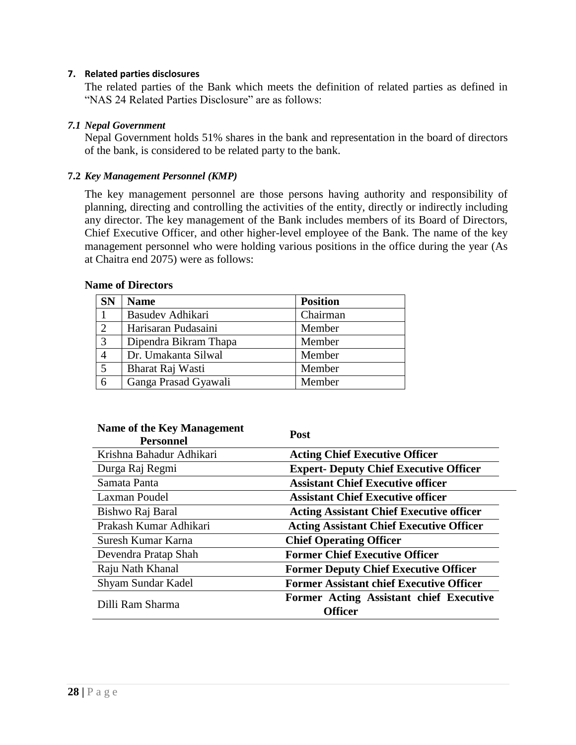## 7. Related parties disclosures

The related parties of the Bank which meets the definition of related parties as defined in "NAS 24 Related Parties Disclosure" are as follows:

### *7.1 Nepal Government*

Nepal Government holds 51% shares in the bank and representation in the board of directors of the bank, is considered to be related party to the bank.

### 7.2 *Key Management Personnel (KMP)*

The key management personnel are those persons having authority and responsibility of planning, directing and controlling the activities of the entity, directly or indirectly including any director. The key management of the Bank includes members of its Board of Directors, Chief Executive Officer, and other higher-level employee of the Bank. The name of the key management personnel who were holding various positions in the office during the year (As at Chaitra end 2075) were as follows:

**Name of Directors**

| SN | Name | Position |
|---|---|---|
| 1 | Basudev Adhikari | Chairman |
| 2 | Harisaran Pudasaini | Member |
| 3 | Dipendra Bikram Thapa | Member |
| 4 | Dr. Umakanta Silwal | Member |
| 5 | Bharat Raj Wasti | Member |
| 6 | Ganga Prasad Gyawali | Member |

| Name of the Key Management Personnel | Post |
|---|---|
| Krishna Bahadur Adhikari | **Acting Chief Executive Officer** |
| Durga Raj Regmi | **Expert- Deputy Chief Executive Officer** |
| Samata Panta | **Assistant Chief Executive officer** |
| Laxman Poudel | **Assistant Chief Executive officer** |
| Bishwo Raj Baral | **Acting Assistant Chief Executive officer** |
| Prakash Kumar Adhikari | **Acting Assistant Chief Executive Officer** |
| Suresh Kumar Karna | **Chief Operating Officer** |
| Devendra Pratap Shah | **Former Chief Executive Officer** |
| Raju Nath Khanal | **Former Deputy Chief Executive Officer** |
| Shyam Sundar Kadel | **Former Assistant chief Executive Officer** |
| Dilli Ram Sharma | **Former Acting Assistant chief Executive Officer** |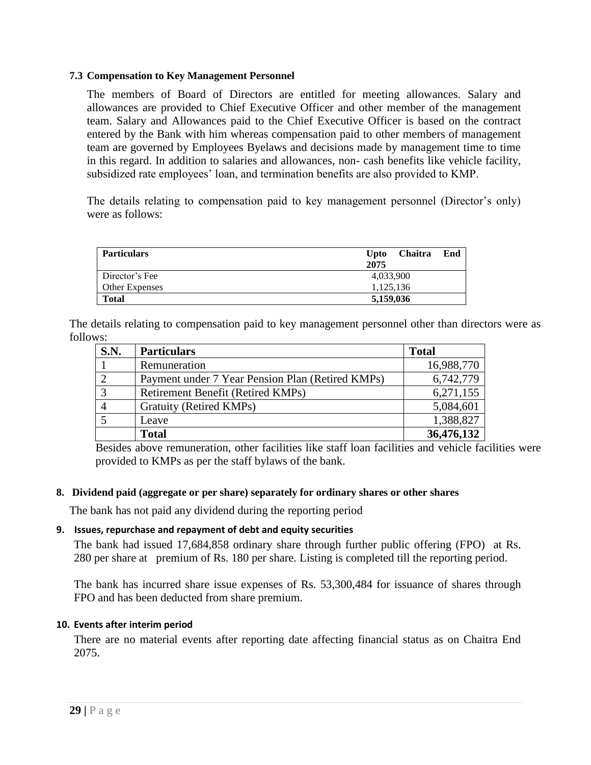### 7.3 Compensation to Key Management Personnel

The members of Board of Directors are entitled for meeting allowances. Salary and allowances are provided to Chief Executive Officer and other member of the management team. Salary and Allowances paid to the Chief Executive Officer is based on the contract entered by the Bank with him whereas compensation paid to other members of management team are governed by Employees Byelaws and decisions made by management time to time in this regard. In addition to salaries and allowances, non- cash benefits like vehicle facility, subsidized rate employees' loan, and termination benefits are also provided to KMP.

The details relating to compensation paid to key management personnel (Director's only) were as follows:

| Particulars | Upto Chaitra End 2075 |
|---|---|
| Director's Fee | 4,033,900 |
| Other Expenses | 1,125,136 |
| **Total** | **5,159,036** |

The details relating to compensation paid to key management personnel other than directors were as follows:

| S.N. | Particulars | Total |
|---|---|---|
| 1 | Remuneration | 16,988,770 |
| 2 | Payment under 7 Year Pension Plan (Retired KMPs) | 6,742,779 |
| 3 | Retirement Benefit (Retired KMPs) | 6,271,155 |
| 4 | Gratuity (Retired KMPs) | 5,084,601 |
| 5 | Leave | 1,388,827 |
| | **Total** | **36,476,132** |

Besides above remuneration, other facilities like staff loan facilities and vehicle facilities were provided to KMPs as per the staff bylaws of the bank.

### 8. Dividend paid (aggregate or per share) separately for ordinary shares or other shares

The bank has not paid any dividend during the reporting period

### 9. Issues, repurchase and repayment of debt and equity securities

The bank had issued 17,684,858 ordinary share through further public offering (FPO) at Rs. 280 per share at premium of Rs. 180 per share. Listing is completed till the reporting period.

The bank has incurred share issue expenses of Rs. 53,300,484 for issuance of shares through FPO and has been deducted from share premium.

### 10. Events after interim period

There are no material events after reporting date affecting financial status as on Chaitra End 2075.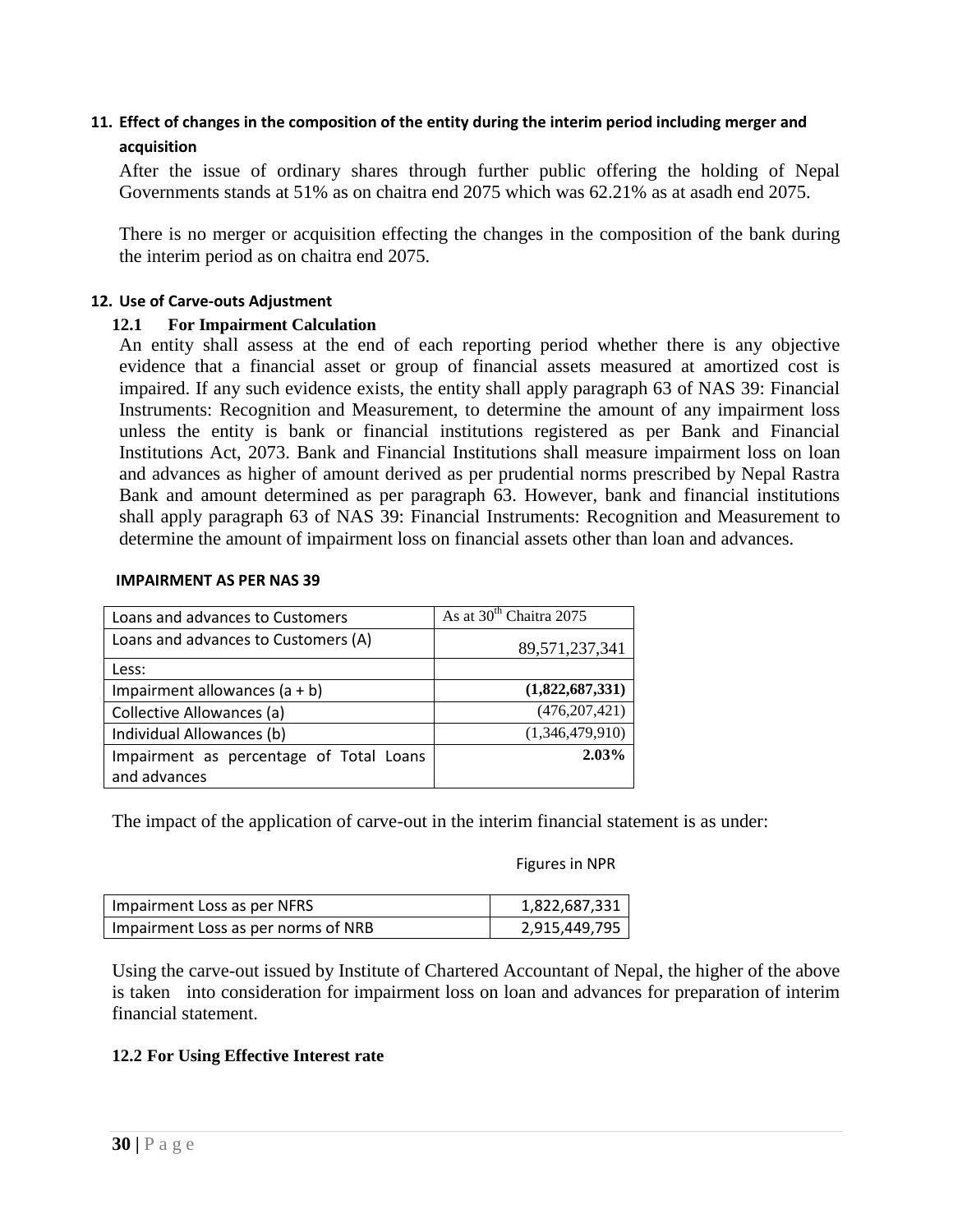## 11. Effect of changes in the composition of the entity during the interim period including merger and acquisition

After the issue of ordinary shares through further public offering the holding of Nepal Governments stands at 51% as on chaitra end 2075 which was 62.21% as at asadh end 2075.

There is no merger or acquisition effecting the changes in the composition of the bank during the interim period as on chaitra end 2075.

## 12. Use of Carve-outs Adjustment

### 12.1 For Impairment Calculation

An entity shall assess at the end of each reporting period whether there is any objective evidence that a financial asset or group of financial assets measured at amortized cost is impaired. If any such evidence exists, the entity shall apply paragraph 63 of NAS 39: Financial Instruments: Recognition and Measurement, to determine the amount of any impairment loss unless the entity is bank or financial institutions registered as per Bank and Financial Institutions Act, 2073. Bank and Financial Institutions shall measure impairment loss on loan and advances as higher of amount derived as per prudential norms prescribed by Nepal Rastra Bank and amount determined as per paragraph 63. However, bank and financial institutions shall apply paragraph 63 of NAS 39: Financial Instruments: Recognition and Measurement to determine the amount of impairment loss on financial assets other than loan and advances.

**IMPAIRMENT AS PER NAS 39**

| Loans and advances to Customers | As at 30th Chaitra 2075 |
|---|---|
| Loans and advances to Customers (A) | 89,571,237,341 |
| Less: | |
| Impairment allowances (a + b) | **(1,822,687,331)** |
| Collective Allowances (a) | (476,207,421) |
| Individual Allowances (b) | (1,346,479,910) |
| Impairment as percentage of Total Loans and advances | **2.03%** |

The impact of the application of carve-out in the interim financial statement is as under:

Figures in NPR

| | |
|---|---|
| Impairment Loss as per NFRS | 1,822,687,331 |
| Impairment Loss as per norms of NRB | 2,915,449,795 |

Using the carve-out issued by Institute of Chartered Accountant of Nepal, the higher of the above is taken into consideration for impairment loss on loan and advances for preparation of interim financial statement.

### 12.2 For Using Effective Interest rate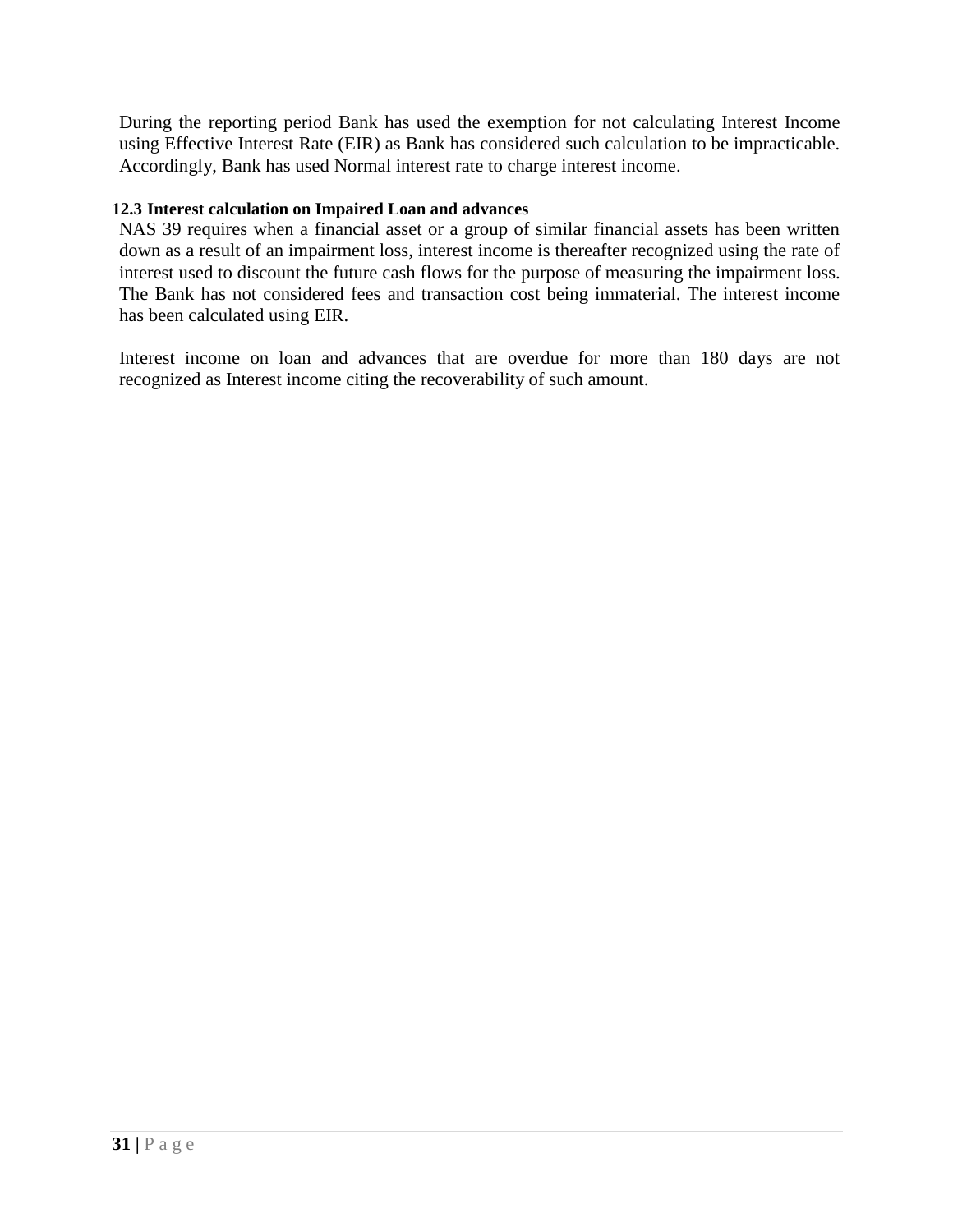During the reporting period Bank has used the exemption for not calculating Interest Income using Effective Interest Rate (EIR) as Bank has considered such calculation to be impracticable. Accordingly, Bank has used Normal interest rate to charge interest income.

### 12.3 Interest calculation on Impaired Loan and advances

NAS 39 requires when a financial asset or a group of similar financial assets has been written down as a result of an impairment loss, interest income is thereafter recognized using the rate of interest used to discount the future cash flows for the purpose of measuring the impairment loss. The Bank has not considered fees and transaction cost being immaterial. The interest income has been calculated using EIR.

Interest income on loan and advances that are overdue for more than 180 days are not recognized as Interest income citing the recoverability of such amount.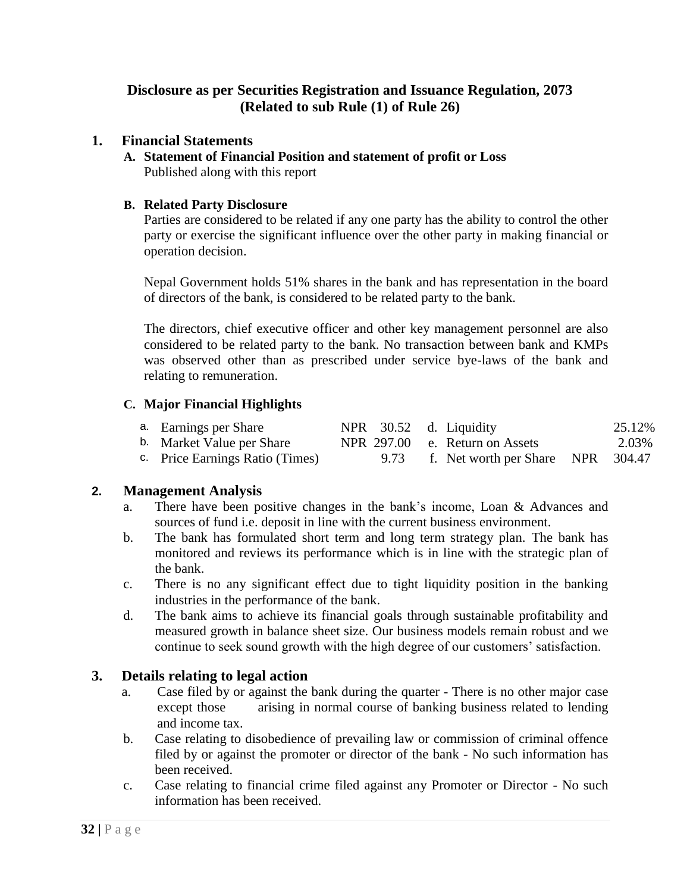# Disclosure as per Securities Registration and Issuance Regulation, 2073 (Related to sub Rule (1) of Rule 26)

## 1. Financial Statements

**A. Statement of Financial Position and statement of profit or Loss**

Published along with this report

**B. Related Party Disclosure**

Parties are considered to be related if any one party has the ability to control the other party or exercise the significant influence over the other party in making financial or operation decision.

Nepal Government holds 51% shares in the bank and has representation in the board of directors of the bank, is considered to be related party to the bank.

The directors, chief executive officer and other key management personnel are also considered to be related party to the bank. No transaction between bank and KMPs was observed other than as prescribed under service bye-laws of the bank and relating to remuneration.

**C. Major Financial Highlights**

| | | | |
|---|---|---|---|
| a. Earnings per Share | NPR 30.52 | d. Liquidity | 25.12% |
| b. Market Value per Share | NPR 297.00 | e. Return on Assets | 2.03% |
| c. Price Earnings Ratio (Times) | 9.73 | f. Net worth per Share | NPR 304.47 |

## 2. Management Analysis

a. There have been positive changes in the bank's income, Loan & Advances and sources of fund i.e. deposit in line with the current business environment.

b. The bank has formulated short term and long term strategy plan. The bank has monitored and reviews its performance which is in line with the strategic plan of the bank.

c. There is no any significant effect due to tight liquidity position in the banking industries in the performance of the bank.

d. The bank aims to achieve its financial goals through sustainable profitability and measured growth in balance sheet size. Our business models remain robust and we continue to seek sound growth with the high degree of our customers' satisfaction.

## 3. Details relating to legal action

a. Case filed by or against the bank during the quarter - There is no other major case except those arising in normal course of banking business related to lending and income tax.

b. Case relating to disobedience of prevailing law or commission of criminal offence filed by or against the promoter or director of the bank - No such information has been received.

c. Case relating to financial crime filed against any Promoter or Director - No such information has been received.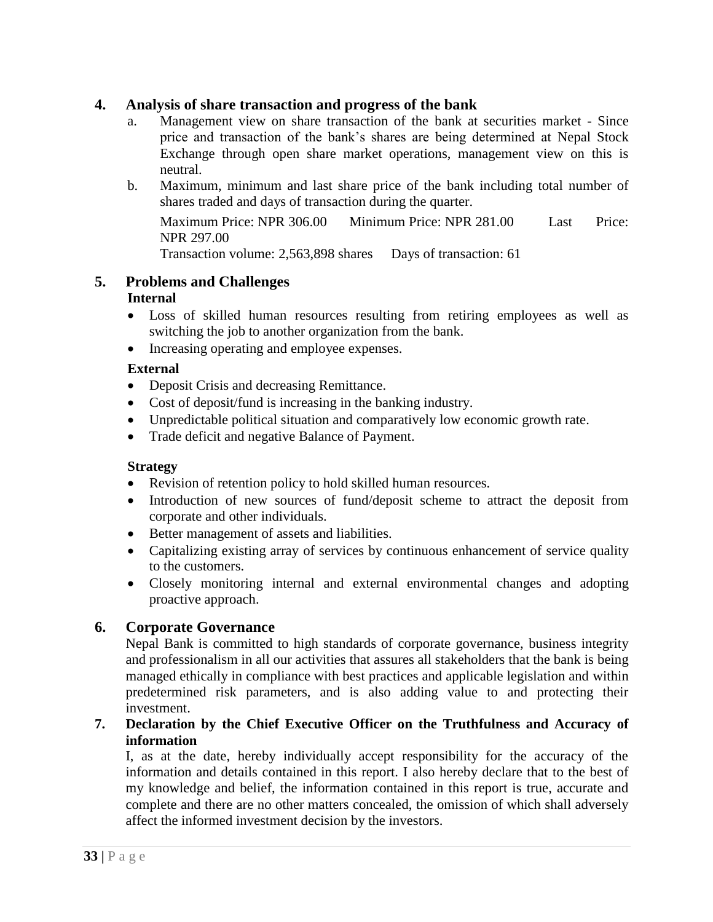## 4. Analysis of share transaction and progress of the bank

a. Management view on share transaction of the bank at securities market - Since price and transaction of the bank's shares are being determined at Nepal Stock Exchange through open share market operations, management view on this is neutral.

b. Maximum, minimum and last share price of the bank including total number of shares traded and days of transaction during the quarter.

Maximum Price: NPR 306.00 Minimum Price: NPR 281.00 Last Price: NPR 297.00

Transaction volume: 2,563,898 shares Days of transaction: 61

## 5. Problems and Challenges

**Internal**

- Loss of skilled human resources resulting from retiring employees as well as switching the job to another organization from the bank.
- Increasing operating and employee expenses.

**External**

- Deposit Crisis and decreasing Remittance.
- Cost of deposit/fund is increasing in the banking industry.
- Unpredictable political situation and comparatively low economic growth rate.
- Trade deficit and negative Balance of Payment.

**Strategy**

- Revision of retention policy to hold skilled human resources.
- Introduction of new sources of fund/deposit scheme to attract the deposit from corporate and other individuals.
- Better management of assets and liabilities.
- Capitalizing existing array of services by continuous enhancement of service quality to the customers.
- Closely monitoring internal and external environmental changes and adopting proactive approach.

## 6. Corporate Governance

Nepal Bank is committed to high standards of corporate governance, business integrity and professionalism in all our activities that assures all stakeholders that the bank is being managed ethically in compliance with best practices and applicable legislation and within predetermined risk parameters, and is also adding value to and protecting their investment.

## 7. Declaration by the Chief Executive Officer on the Truthfulness and Accuracy of information

I, as at the date, hereby individually accept responsibility for the accuracy of the information and details contained in this report. I also hereby declare that to the best of my knowledge and belief, the information contained in this report is true, accurate and complete and there are no other matters concealed, the omission of which shall adversely affect the informed investment decision by the investors.